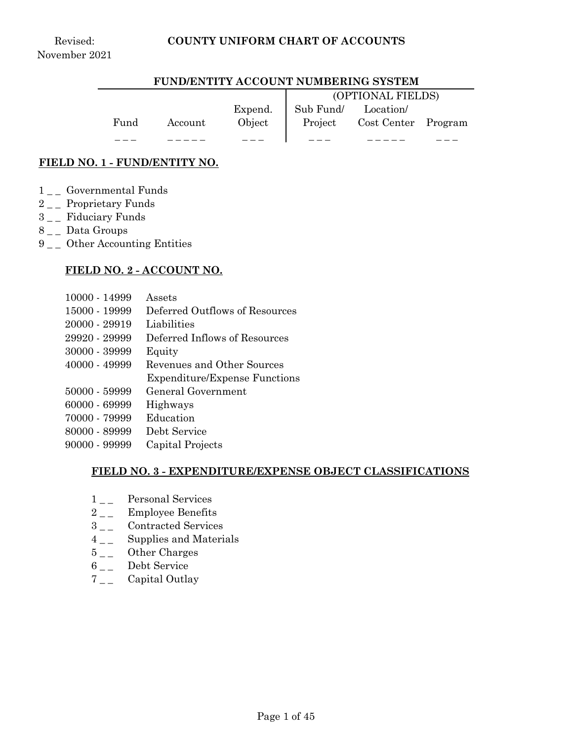Revised: November 2021

# COUNTY UNIFORM CHART OF ACCOUNTS

## FUND/ENTITY ACCOUNT NUMBERING SYSTEM

| | | | (OPTIONAL FIELDS) | | |
|---|---|---|---|---|---|
| Fund | Account | Expend. Object | Sub Fund/ Project | Location/ Cost Center | Program |
| _ _ _ | _ _ _ _ _ | _ _ _ | _ _ _ | _ _ _ _ _ | _ _ _ |

### FIELD NO. 1 - FUND/ENTITY NO.

1 _ _ Governmental Funds
2 _ _ Proprietary Funds
3 _ _ Fiduciary Funds
8 _ _ Data Groups
9 _ _ Other Accounting Entities

### FIELD NO. 2 - ACCOUNT NO.

| | |
|---|---|
| 10000 - 14999 | Assets |
| 15000 - 19999 | Deferred Outflows of Resources |
| 20000 - 29919 | Liabilities |
| 29920 - 29999 | Deferred Inflows of Resources |
| 30000 - 39999 | Equity |
| 40000 - 49999 | Revenues and Other Sources |
| | Expenditure/Expense Functions |
| 50000 - 59999 | General Government |
| 60000 - 69999 | Highways |
| 70000 - 79999 | Education |
| 80000 - 89999 | Debt Service |
| 90000 - 99999 | Capital Projects |

### FIELD NO. 3 - EXPENDITURE/EXPENSE OBJECT CLASSIFICATIONS

1 _ _ Personal Services
2 _ _ Employee Benefits
3 _ _ Contracted Services
4 _ _ Supplies and Materials
5 _ _ Other Charges
6 _ _ Debt Service
7 _ _ Capital Outlay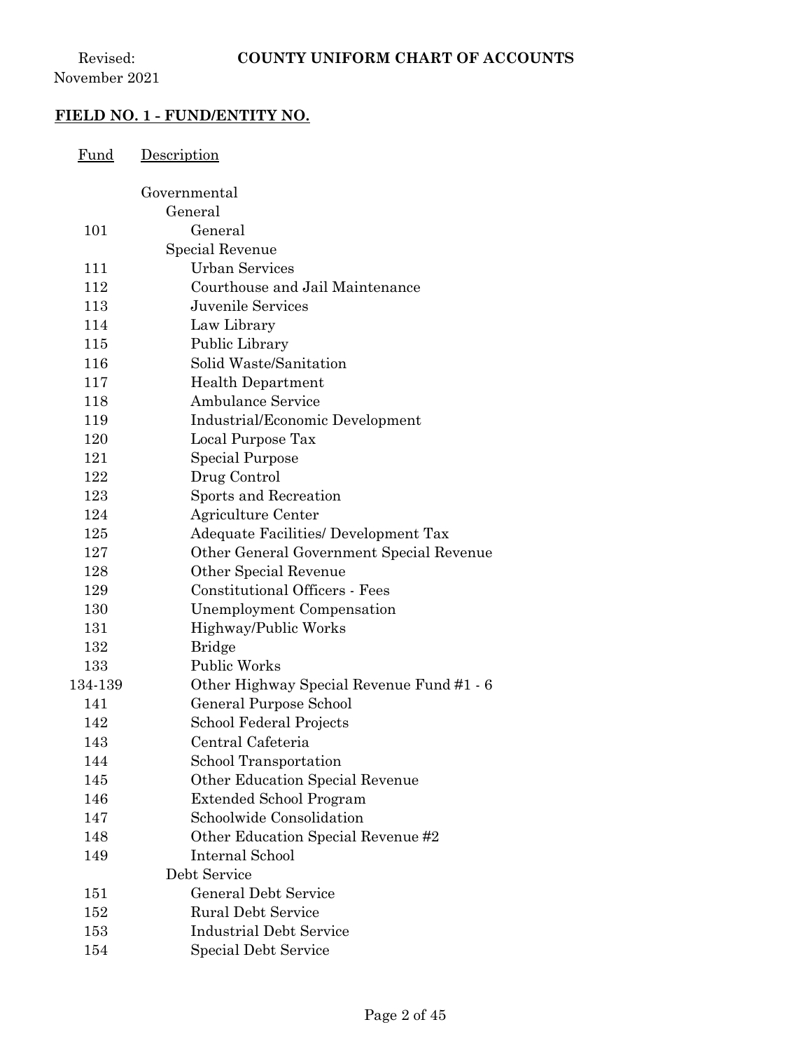**FIELD NO. 1 - FUND/ENTITY NO.**

| Fund | Description |
|---|---|
| | Governmental |
| | General |
| 101 | General |
| | Special Revenue |
| 111 | Urban Services |
| 112 | Courthouse and Jail Maintenance |
| 113 | Juvenile Services |
| 114 | Law Library |
| 115 | Public Library |
| 116 | Solid Waste/Sanitation |
| 117 | Health Department |
| 118 | Ambulance Service |
| 119 | Industrial/Economic Development |
| 120 | Local Purpose Tax |
| 121 | Special Purpose |
| 122 | Drug Control |
| 123 | Sports and Recreation |
| 124 | Agriculture Center |
| 125 | Adequate Facilities/ Development Tax |
| 127 | Other General Government Special Revenue |
| 128 | Other Special Revenue |
| 129 | Constitutional Officers - Fees |
| 130 | Unemployment Compensation |
| 131 | Highway/Public Works |
| 132 | Bridge |
| 133 | Public Works |
| 134-139 | Other Highway Special Revenue Fund #1 - 6 |
| 141 | General Purpose School |
| 142 | School Federal Projects |
| 143 | Central Cafeteria |
| 144 | School Transportation |
| 145 | Other Education Special Revenue |
| 146 | Extended School Program |
| 147 | Schoolwide Consolidation |
| 148 | Other Education Special Revenue #2 |
| 149 | Internal School |
| | Debt Service |
| 151 | General Debt Service |
| 152 | Rural Debt Service |
| 153 | Industrial Debt Service |
| 154 | Special Debt Service |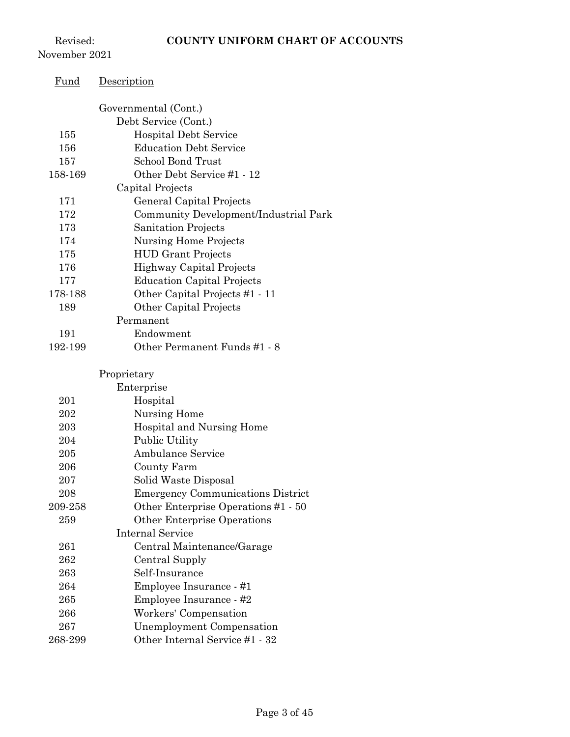**COUNTY UNIFORM CHART OF ACCOUNTS**

Revised:
November 2021

| Fund | Description |
|---|---|
| | Governmental (Cont.) |
| | Debt Service (Cont.) |
| 155 | Hospital Debt Service |
| 156 | Education Debt Service |
| 157 | School Bond Trust |
| 158-169 | Other Debt Service #1 - 12 |
| | Capital Projects |
| 171 | General Capital Projects |
| 172 | Community Development/Industrial Park |
| 173 | Sanitation Projects |
| 174 | Nursing Home Projects |
| 175 | HUD Grant Projects |
| 176 | Highway Capital Projects |
| 177 | Education Capital Projects |
| 178-188 | Other Capital Projects #1 - 11 |
| 189 | Other Capital Projects |
| | Permanent |
| 191 | Endowment |
| 192-199 | Other Permanent Funds #1 - 8 |
| | Proprietary |
| | Enterprise |
| 201 | Hospital |
| 202 | Nursing Home |
| 203 | Hospital and Nursing Home |
| 204 | Public Utility |
| 205 | Ambulance Service |
| 206 | County Farm |
| 207 | Solid Waste Disposal |
| 208 | Emergency Communications District |
| 209-258 | Other Enterprise Operations #1 - 50 |
| 259 | Other Enterprise Operations |
| | Internal Service |
| 261 | Central Maintenance/Garage |
| 262 | Central Supply |
| 263 | Self-Insurance |
| 264 | Employee Insurance - #1 |
| 265 | Employee Insurance - #2 |
| 266 | Workers' Compensation |
| 267 | Unemployment Compensation |
| 268-299 | Other Internal Service #1 - 32 |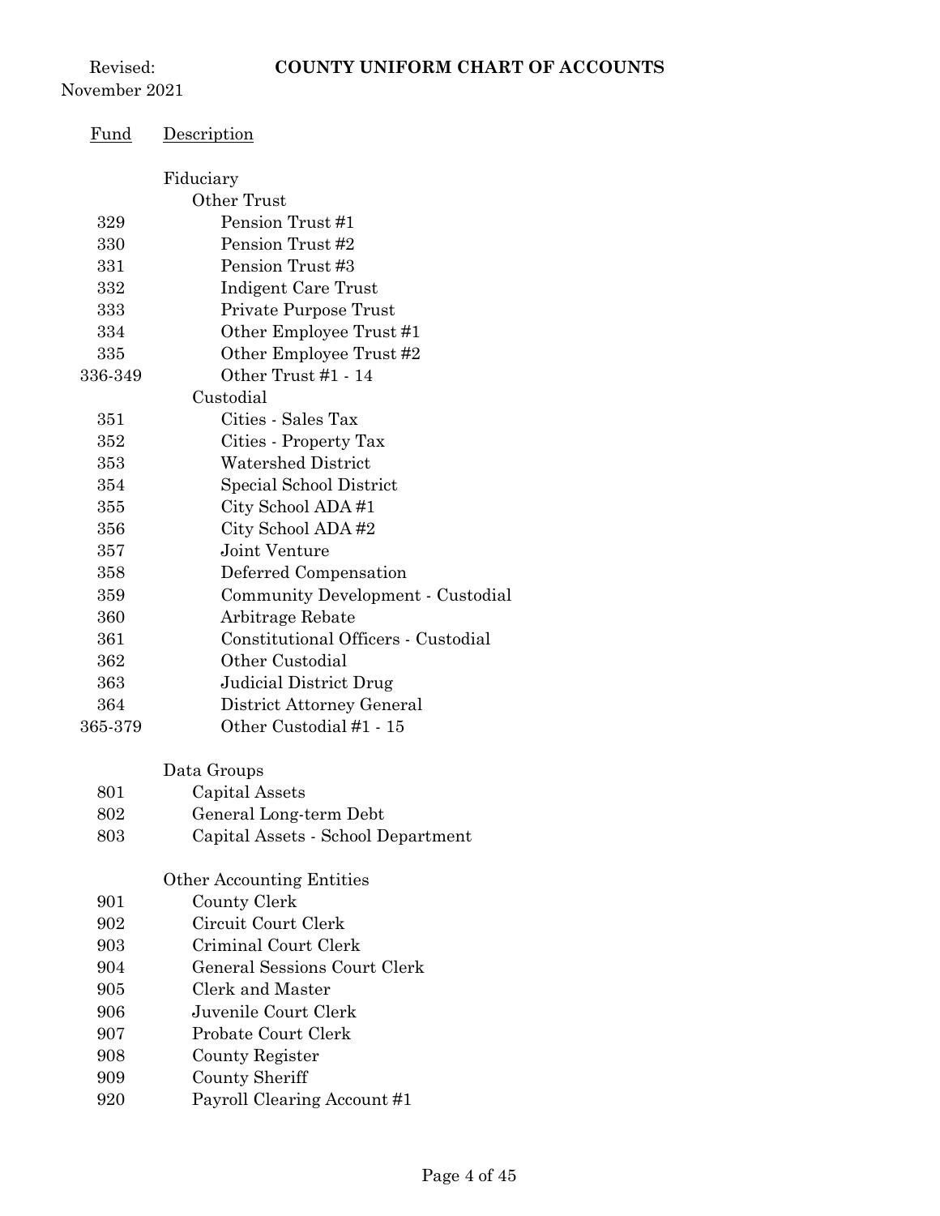Revised: November 2021

# COUNTY UNIFORM CHART OF ACCOUNTS

| Fund | Description |
|---|---|
| | Fiduciary |
| | Other Trust |
| 329 | Pension Trust #1 |
| 330 | Pension Trust #2 |
| 331 | Pension Trust #3 |
| 332 | Indigent Care Trust |
| 333 | Private Purpose Trust |
| 334 | Other Employee Trust #1 |
| 335 | Other Employee Trust #2 |
| 336-349 | Other Trust #1 - 14 |
| | Custodial |
| 351 | Cities - Sales Tax |
| 352 | Cities - Property Tax |
| 353 | Watershed District |
| 354 | Special School District |
| 355 | City School ADA #1 |
| 356 | City School ADA #2 |
| 357 | Joint Venture |
| 358 | Deferred Compensation |
| 359 | Community Development - Custodial |
| 360 | Arbitrage Rebate |
| 361 | Constitutional Officers - Custodial |
| 362 | Other Custodial |
| 363 | Judicial District Drug |
| 364 | District Attorney General |
| 365-379 | Other Custodial #1 - 15 |
| | |
| | Data Groups |
| 801 | Capital Assets |
| 802 | General Long-term Debt |
| 803 | Capital Assets - School Department |
| | |
| | Other Accounting Entities |
| 901 | County Clerk |
| 902 | Circuit Court Clerk |
| 903 | Criminal Court Clerk |
| 904 | General Sessions Court Clerk |
| 905 | Clerk and Master |
| 906 | Juvenile Court Clerk |
| 907 | Probate Court Clerk |
| 908 | County Register |
| 909 | County Sheriff |
| 920 | Payroll Clearing Account #1 |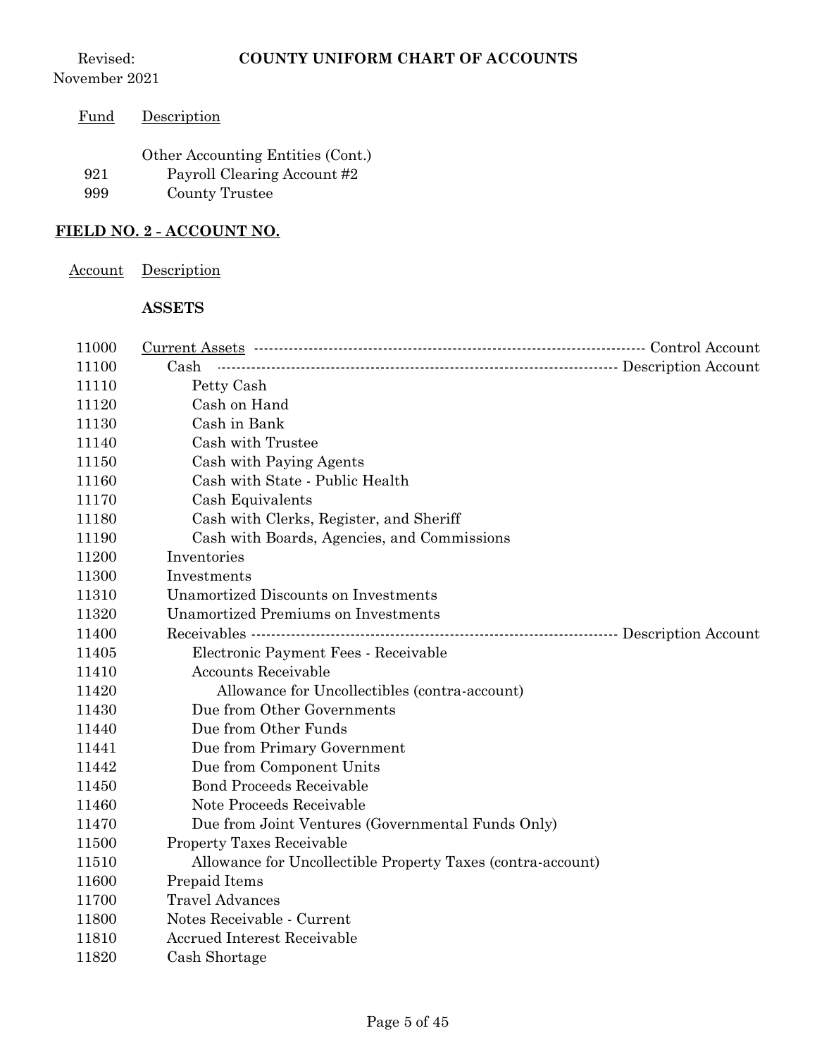| Fund | Description |
|---|---|
| | Other Accounting Entities (Cont.) |
| 921 | Payroll Clearing Account #2 |
| 999 | County Trustee |

## FIELD NO. 2 - ACCOUNT NO.

| Account | Description | |
|---|---|---|
| | **ASSETS** | |
| 11000 | Current Assets | Control Account |
| 11100 | Cash | Description Account |
| 11110 | Petty Cash | |
| 11120 | Cash on Hand | |
| 11130 | Cash in Bank | |
| 11140 | Cash with Trustee | |
| 11150 | Cash with Paying Agents | |
| 11160 | Cash with State - Public Health | |
| 11170 | Cash Equivalents | |
| 11180 | Cash with Clerks, Register, and Sheriff | |
| 11190 | Cash with Boards, Agencies, and Commissions | |
| 11200 | Inventories | |
| 11300 | Investments | |
| 11310 | Unamortized Discounts on Investments | |
| 11320 | Unamortized Premiums on Investments | |
| 11400 | Receivables | Description Account |
| 11405 | Electronic Payment Fees - Receivable | |
| 11410 | Accounts Receivable | |
| 11420 | Allowance for Uncollectibles (contra-account) | |
| 11430 | Due from Other Governments | |
| 11440 | Due from Other Funds | |
| 11441 | Due from Primary Government | |
| 11442 | Due from Component Units | |
| 11450 | Bond Proceeds Receivable | |
| 11460 | Note Proceeds Receivable | |
| 11470 | Due from Joint Ventures (Governmental Funds Only) | |
| 11500 | Property Taxes Receivable | |
| 11510 | Allowance for Uncollectible Property Taxes (contra-account) | |
| 11600 | Prepaid Items | |
| 11700 | Travel Advances | |
| 11800 | Notes Receivable - Current | |
| 11810 | Accrued Interest Receivable | |
| 11820 | Cash Shortage | |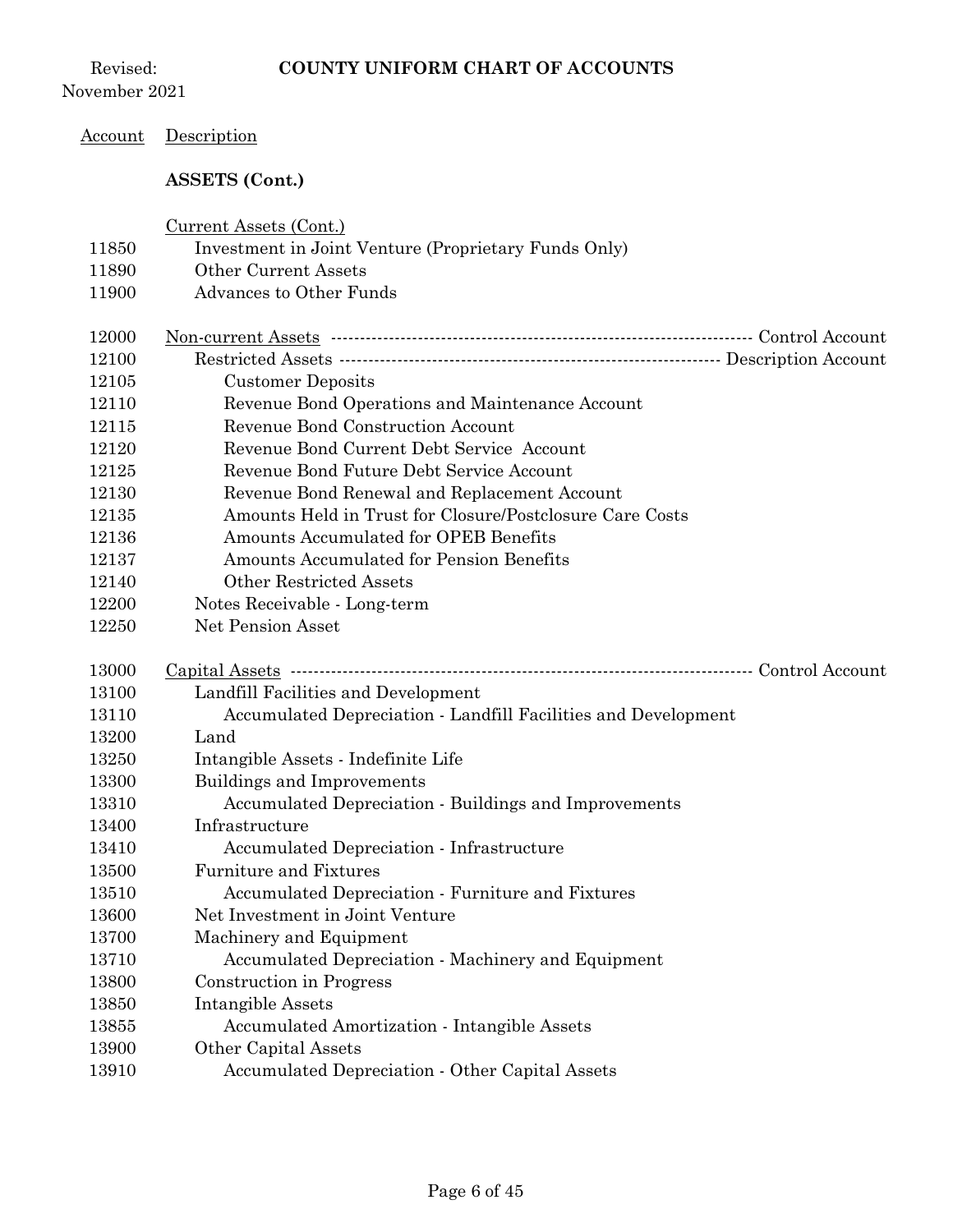Revised: November 2021

**COUNTY UNIFORM CHART OF ACCOUNTS**

| Account | Description | |
|---|---|---|
| | **ASSETS (Cont.)** | |
| | Current Assets (Cont.) | |
| 11850 | Investment in Joint Venture (Proprietary Funds Only) | |
| 11890 | Other Current Assets | |
| 11900 | Advances to Other Funds | |
| 12000 | Non-current Assets | Control Account |
| 12100 | Restricted Assets | Description Account |
| 12105 | Customer Deposits | |
| 12110 | Revenue Bond Operations and Maintenance Account | |
| 12115 | Revenue Bond Construction Account | |
| 12120 | Revenue Bond Current Debt Service Account | |
| 12125 | Revenue Bond Future Debt Service Account | |
| 12130 | Revenue Bond Renewal and Replacement Account | |
| 12135 | Amounts Held in Trust for Closure/Postclosure Care Costs | |
| 12136 | Amounts Accumulated for OPEB Benefits | |
| 12137 | Amounts Accumulated for Pension Benefits | |
| 12140 | Other Restricted Assets | |
| 12200 | Notes Receivable - Long-term | |
| 12250 | Net Pension Asset | |
| 13000 | Capital Assets | Control Account |
| 13100 | Landfill Facilities and Development | |
| 13110 | Accumulated Depreciation - Landfill Facilities and Development | |
| 13200 | Land | |
| 13250 | Intangible Assets - Indefinite Life | |
| 13300 | Buildings and Improvements | |
| 13310 | Accumulated Depreciation - Buildings and Improvements | |
| 13400 | Infrastructure | |
| 13410 | Accumulated Depreciation - Infrastructure | |
| 13500 | Furniture and Fixtures | |
| 13510 | Accumulated Depreciation - Furniture and Fixtures | |
| 13600 | Net Investment in Joint Venture | |
| 13700 | Machinery and Equipment | |
| 13710 | Accumulated Depreciation - Machinery and Equipment | |
| 13800 | Construction in Progress | |
| 13850 | Intangible Assets | |
| 13855 | Accumulated Amortization - Intangible Assets | |
| 13900 | Other Capital Assets | |
| 13910 | Accumulated Depreciation - Other Capital Assets | |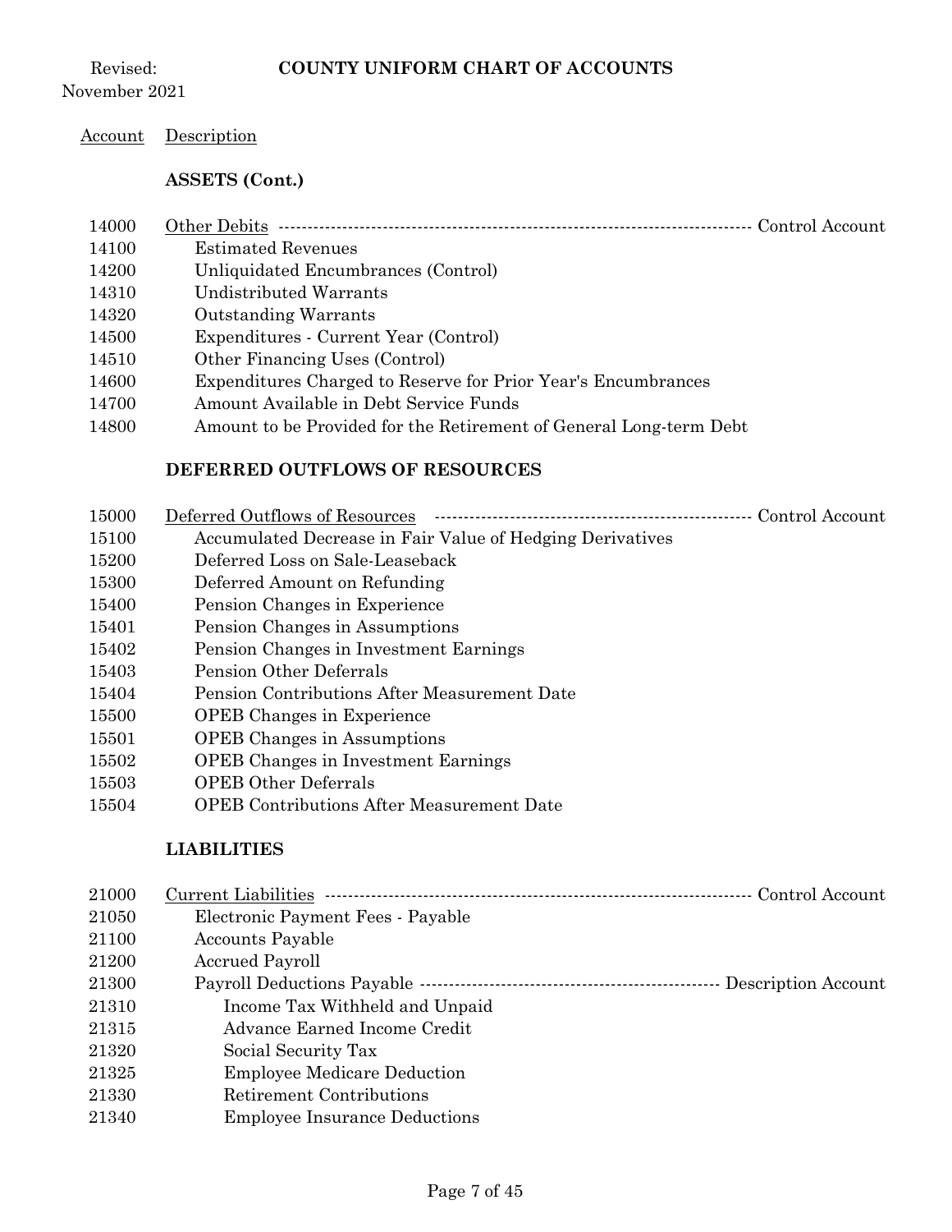Revised: November 2021 **COUNTY UNIFORM CHART OF ACCOUNTS**

| Account | Description | |
|---|---|---|
| | **ASSETS (Cont.)** | |
| 14000 | Other Debits | Control Account |
| 14100 | Estimated Revenues | |
| 14200 | Unliquidated Encumbrances (Control) | |
| 14310 | Undistributed Warrants | |
| 14320 | Outstanding Warrants | |
| 14500 | Expenditures - Current Year (Control) | |
| 14510 | Other Financing Uses (Control) | |
| 14600 | Expenditures Charged to Reserve for Prior Year's Encumbrances | |
| 14700 | Amount Available in Debt Service Funds | |
| 14800 | Amount to be Provided for the Retirement of General Long-term Debt | |
| | **DEFERRED OUTFLOWS OF RESOURCES** | |
| 15000 | Deferred Outflows of Resources | Control Account |
| 15100 | Accumulated Decrease in Fair Value of Hedging Derivatives | |
| 15200 | Deferred Loss on Sale-Leaseback | |
| 15300 | Deferred Amount on Refunding | |
| 15400 | Pension Changes in Experience | |
| 15401 | Pension Changes in Assumptions | |
| 15402 | Pension Changes in Investment Earnings | |
| 15403 | Pension Other Deferrals | |
| 15404 | Pension Contributions After Measurement Date | |
| 15500 | OPEB Changes in Experience | |
| 15501 | OPEB Changes in Assumptions | |
| 15502 | OPEB Changes in Investment Earnings | |
| 15503 | OPEB Other Deferrals | |
| 15504 | OPEB Contributions After Measurement Date | |
| | **LIABILITIES** | |
| 21000 | Current Liabilities | Control Account |
| 21050 | Electronic Payment Fees - Payable | |
| 21100 | Accounts Payable | |
| 21200 | Accrued Payroll | |
| 21300 | Payroll Deductions Payable | Description Account |
| 21310 | Income Tax Withheld and Unpaid | |
| 21315 | Advance Earned Income Credit | |
| 21320 | Social Security Tax | |
| 21325 | Employee Medicare Deduction | |
| 21330 | Retirement Contributions | |
| 21340 | Employee Insurance Deductions | |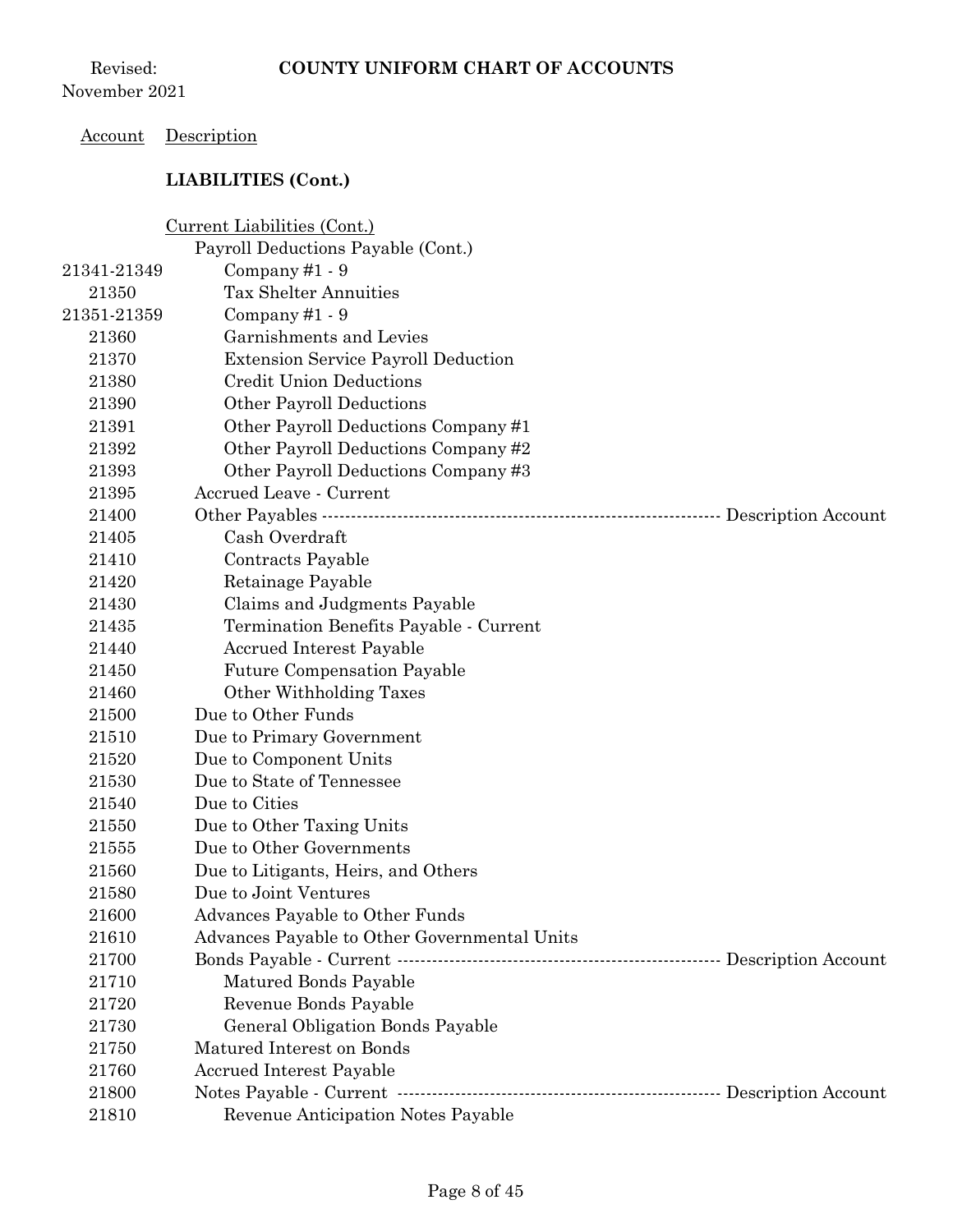Revised: November 2021

**COUNTY UNIFORM CHART OF ACCOUNTS**

| Account | Description |
|---|---|
| | **LIABILITIES (Cont.)** |
| | Current Liabilities (Cont.) |
| | Payroll Deductions Payable (Cont.) |
| 21341-21349 | Company #1 - 9 |
| 21350 | Tax Shelter Annuities |
| 21351-21359 | Company #1 - 9 |
| 21360 | Garnishments and Levies |
| 21370 | Extension Service Payroll Deduction |
| 21380 | Credit Union Deductions |
| 21390 | Other Payroll Deductions |
| 21391 | Other Payroll Deductions Company #1 |
| 21392 | Other Payroll Deductions Company #2 |
| 21393 | Other Payroll Deductions Company #3 |
| 21395 | Accrued Leave - Current |
| 21400 | Other Payables ---------- Description Account |
| 21405 | Cash Overdraft |
| 21410 | Contracts Payable |
| 21420 | Retainage Payable |
| 21430 | Claims and Judgments Payable |
| 21435 | Termination Benefits Payable - Current |
| 21440 | Accrued Interest Payable |
| 21450 | Future Compensation Payable |
| 21460 | Other Withholding Taxes |
| 21500 | Due to Other Funds |
| 21510 | Due to Primary Government |
| 21520 | Due to Component Units |
| 21530 | Due to State of Tennessee |
| 21540 | Due to Cities |
| 21550 | Due to Other Taxing Units |
| 21555 | Due to Other Governments |
| 21560 | Due to Litigants, Heirs, and Others |
| 21580 | Due to Joint Ventures |
| 21600 | Advances Payable to Other Funds |
| 21610 | Advances Payable to Other Governmental Units |
| 21700 | Bonds Payable - Current ---------- Description Account |
| 21710 | Matured Bonds Payable |
| 21720 | Revenue Bonds Payable |
| 21730 | General Obligation Bonds Payable |
| 21750 | Matured Interest on Bonds |
| 21760 | Accrued Interest Payable |
| 21800 | Notes Payable - Current ---------- Description Account |
| 21810 | Revenue Anticipation Notes Payable |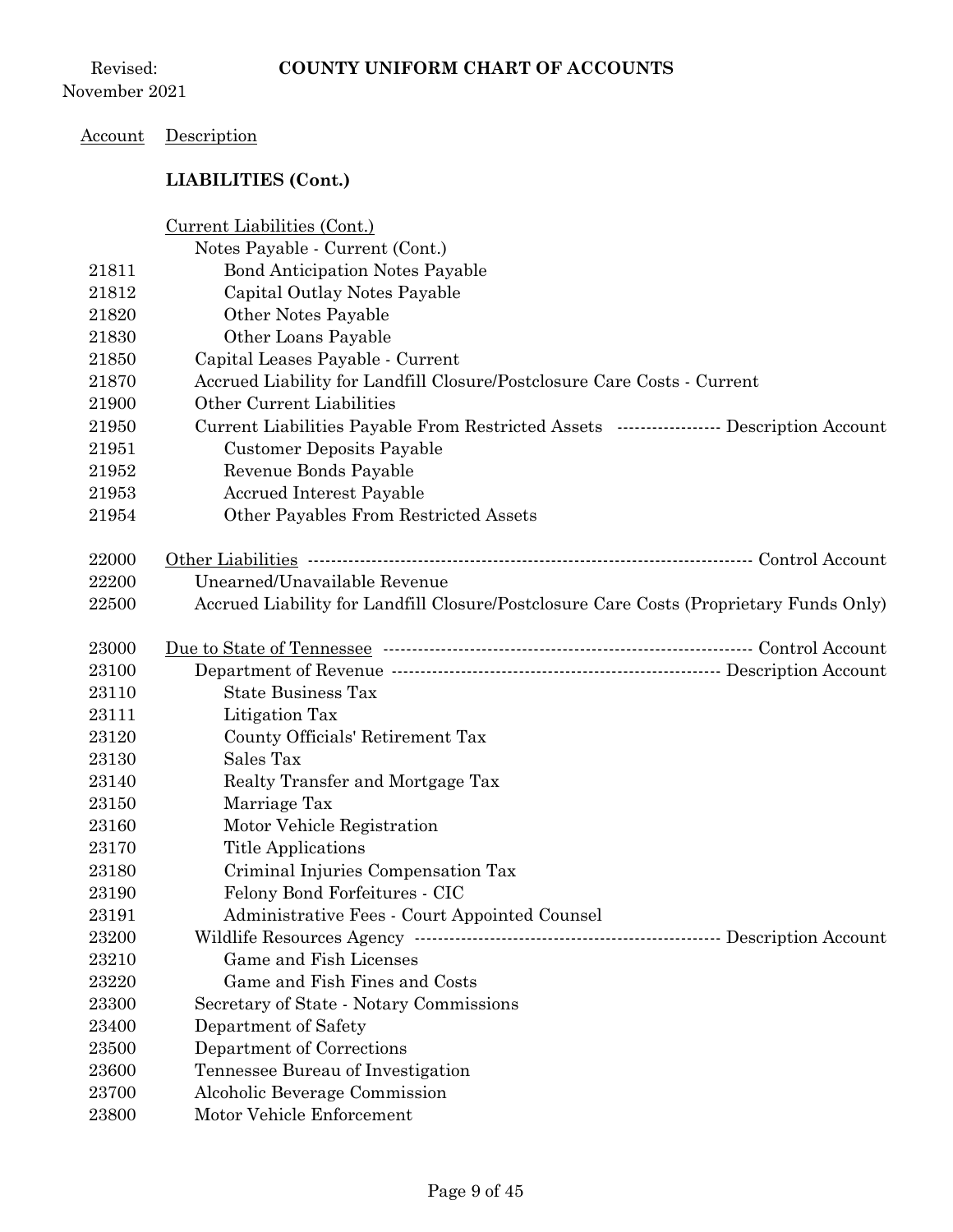## LIABILITIES (Cont.)

| Account | Description |
|---|---|
| | Current Liabilities (Cont.) |
| | Notes Payable - Current (Cont.) |
| 21811 | Bond Anticipation Notes Payable |
| 21812 | Capital Outlay Notes Payable |
| 21820 | Other Notes Payable |
| 21830 | Other Loans Payable |
| 21850 | Capital Leases Payable - Current |
| 21870 | Accrued Liability for Landfill Closure/Postclosure Care Costs - Current |
| 21900 | Other Current Liabilities |
| 21950 | Current Liabilities Payable From Restricted Assets ----------------- Description Account |
| 21951 | Customer Deposits Payable |
| 21952 | Revenue Bonds Payable |
| 21953 | Accrued Interest Payable |
| 21954 | Other Payables From Restricted Assets |
| 22000 | Other Liabilities ---------------------------------------------------------------- Control Account |
| 22200 | Unearned/Unavailable Revenue |
| 22500 | Accrued Liability for Landfill Closure/Postclosure Care Costs (Proprietary Funds Only) |
| 23000 | Due to State of Tennessee ------------------------------------------------------ Control Account |
| 23100 | Department of Revenue ------------------------------------------------- Description Account |
| 23110 | State Business Tax |
| 23111 | Litigation Tax |
| 23120 | County Officials' Retirement Tax |
| 23130 | Sales Tax |
| 23140 | Realty Transfer and Mortgage Tax |
| 23150 | Marriage Tax |
| 23160 | Motor Vehicle Registration |
| 23170 | Title Applications |
| 23180 | Criminal Injuries Compensation Tax |
| 23190 | Felony Bond Forfeitures - CIC |
| 23191 | Administrative Fees - Court Appointed Counsel |
| 23200 | Wildlife Resources Agency ---------------------------------------------- Description Account |
| 23210 | Game and Fish Licenses |
| 23220 | Game and Fish Fines and Costs |
| 23300 | Secretary of State - Notary Commissions |
| 23400 | Department of Safety |
| 23500 | Department of Corrections |
| 23600 | Tennessee Bureau of Investigation |
| 23700 | Alcoholic Beverage Commission |
| 23800 | Motor Vehicle Enforcement |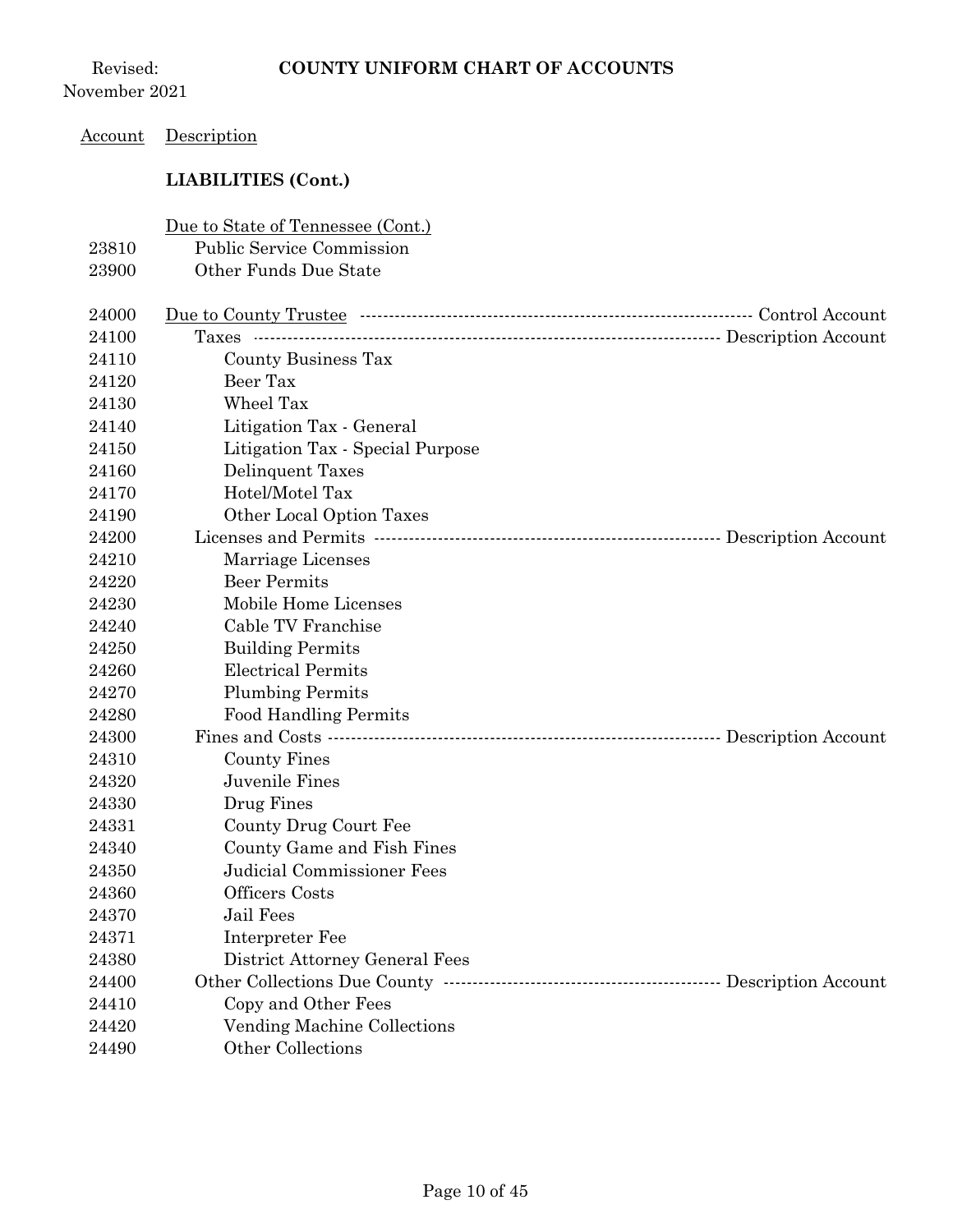**LIABILITIES (Cont.)**

| Account | Description | |
|---|---|---|
| | Due to State of Tennessee (Cont.) | |
| 23810 | Public Service Commission | |
| 23900 | Other Funds Due State | |
| | | |
| 24000 | Due to County Trustee | Control Account |
| 24100 | Taxes | Description Account |
| 24110 | County Business Tax | |
| 24120 | Beer Tax | |
| 24130 | Wheel Tax | |
| 24140 | Litigation Tax - General | |
| 24150 | Litigation Tax - Special Purpose | |
| 24160 | Delinquent Taxes | |
| 24170 | Hotel/Motel Tax | |
| 24190 | Other Local Option Taxes | |
| 24200 | Licenses and Permits | Description Account |
| 24210 | Marriage Licenses | |
| 24220 | Beer Permits | |
| 24230 | Mobile Home Licenses | |
| 24240 | Cable TV Franchise | |
| 24250 | Building Permits | |
| 24260 | Electrical Permits | |
| 24270 | Plumbing Permits | |
| 24280 | Food Handling Permits | |
| 24300 | Fines and Costs | Description Account |
| 24310 | County Fines | |
| 24320 | Juvenile Fines | |
| 24330 | Drug Fines | |
| 24331 | County Drug Court Fee | |
| 24340 | County Game and Fish Fines | |
| 24350 | Judicial Commissioner Fees | |
| 24360 | Officers Costs | |
| 24370 | Jail Fees | |
| 24371 | Interpreter Fee | |
| 24380 | District Attorney General Fees | |
| 24400 | Other Collections Due County | Description Account |
| 24410 | Copy and Other Fees | |
| 24420 | Vending Machine Collections | |
| 24490 | Other Collections | |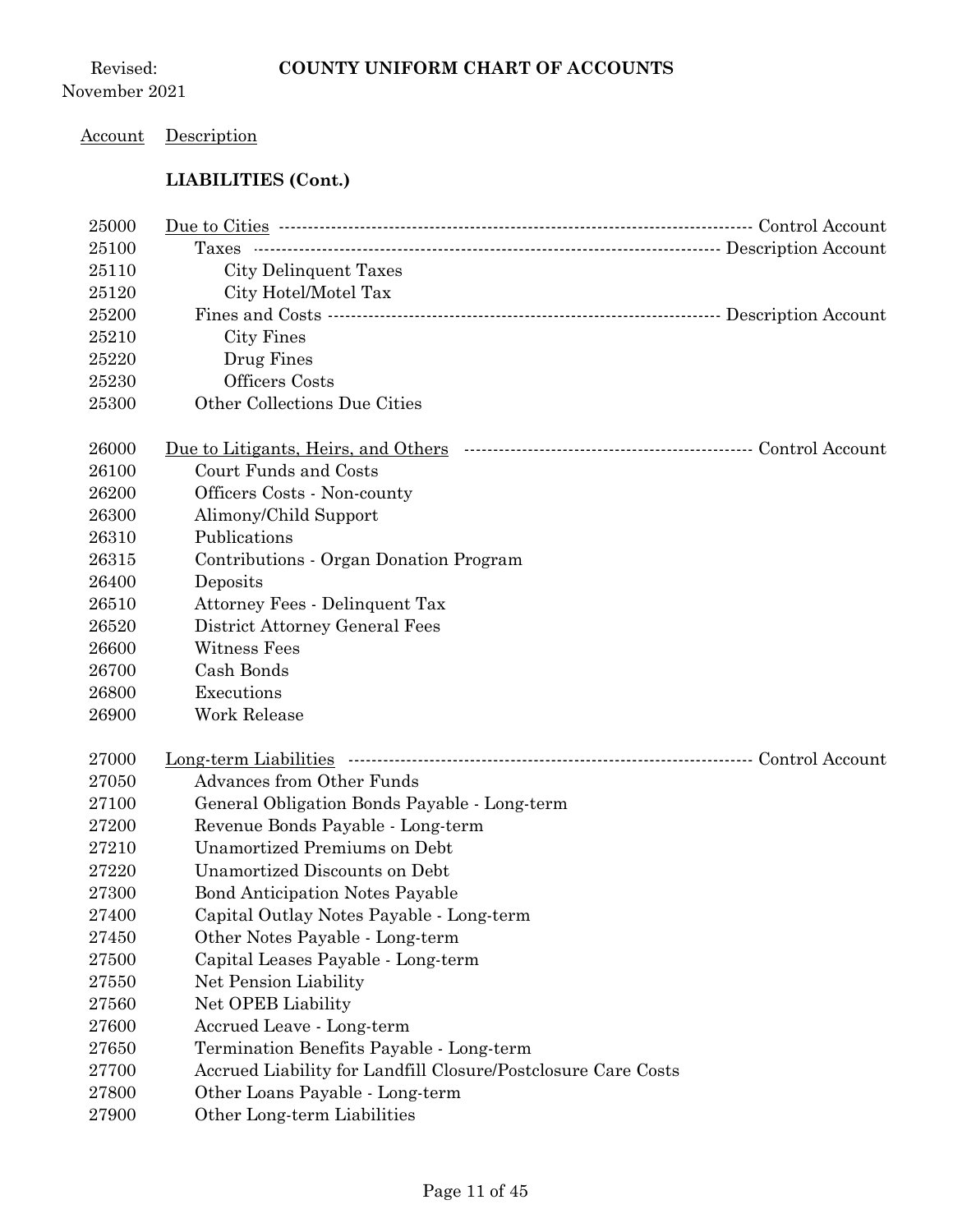Account | Description

**LIABILITIES (Cont.)**

| Account | Description | |
|---|---|---|
| 25000 | <u>Due to Cities</u> | Control Account |
| 25100 | Taxes | Description Account |
| 25110 | City Delinquent Taxes | |
| 25120 | City Hotel/Motel Tax | |
| 25200 | Fines and Costs | Description Account |
| 25210 | City Fines | |
| 25220 | Drug Fines | |
| 25230 | Officers Costs | |
| 25300 | Other Collections Due Cities | |
| | | |
| 26000 | <u>Due to Litigants, Heirs, and Others</u> | Control Account |
| 26100 | Court Funds and Costs | |
| 26200 | Officers Costs - Non-county | |
| 26300 | Alimony/Child Support | |
| 26310 | Publications | |
| 26315 | Contributions - Organ Donation Program | |
| 26400 | Deposits | |
| 26510 | Attorney Fees - Delinquent Tax | |
| 26520 | District Attorney General Fees | |
| 26600 | Witness Fees | |
| 26700 | Cash Bonds | |
| 26800 | Executions | |
| 26900 | Work Release | |
| | | |
| 27000 | <u>Long-term Liabilities</u> | Control Account |
| 27050 | Advances from Other Funds | |
| 27100 | General Obligation Bonds Payable - Long-term | |
| 27200 | Revenue Bonds Payable - Long-term | |
| 27210 | Unamortized Premiums on Debt | |
| 27220 | Unamortized Discounts on Debt | |
| 27300 | Bond Anticipation Notes Payable | |
| 27400 | Capital Outlay Notes Payable - Long-term | |
| 27450 | Other Notes Payable - Long-term | |
| 27500 | Capital Leases Payable - Long-term | |
| 27550 | Net Pension Liability | |
| 27560 | Net OPEB Liability | |
| 27600 | Accrued Leave - Long-term | |
| 27650 | Termination Benefits Payable - Long-term | |
| 27700 | Accrued Liability for Landfill Closure/Postclosure Care Costs | |
| 27800 | Other Loans Payable - Long-term | |
| 27900 | Other Long-term Liabilities | |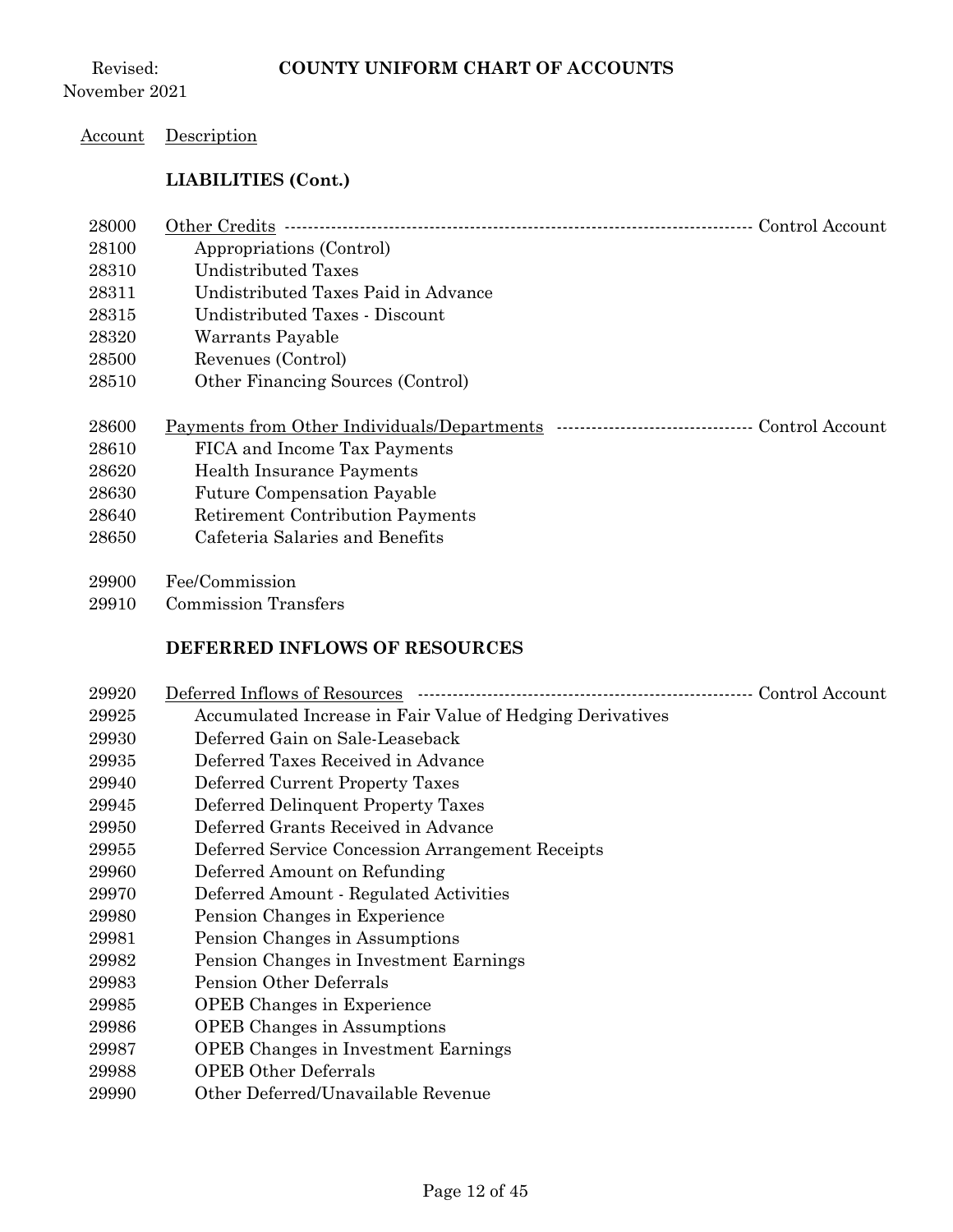Account Description

## LIABILITIES (Cont.)

| Account | Description | |
|---|---|---|
| 28000 | Other Credits | Control Account |
| 28100 | Appropriations (Control) | |
| 28310 | Undistributed Taxes | |
| 28311 | Undistributed Taxes Paid in Advance | |
| 28315 | Undistributed Taxes - Discount | |
| 28320 | Warrants Payable | |
| 28500 | Revenues (Control) | |
| 28510 | Other Financing Sources (Control) | |
| 28600 | Payments from Other Individuals/Departments | Control Account |
| 28610 | FICA and Income Tax Payments | |
| 28620 | Health Insurance Payments | |
| 28630 | Future Compensation Payable | |
| 28640 | Retirement Contribution Payments | |
| 28650 | Cafeteria Salaries and Benefits | |
| 29900 | Fee/Commission | |
| 29910 | Commission Transfers | |

## DEFERRED INFLOWS OF RESOURCES

| Account | Description | |
|---|---|---|
| 29920 | Deferred Inflows of Resources | Control Account |
| 29925 | Accumulated Increase in Fair Value of Hedging Derivatives | |
| 29930 | Deferred Gain on Sale-Leaseback | |
| 29935 | Deferred Taxes Received in Advance | |
| 29940 | Deferred Current Property Taxes | |
| 29945 | Deferred Delinquent Property Taxes | |
| 29950 | Deferred Grants Received in Advance | |
| 29955 | Deferred Service Concession Arrangement Receipts | |
| 29960 | Deferred Amount on Refunding | |
| 29970 | Deferred Amount - Regulated Activities | |
| 29980 | Pension Changes in Experience | |
| 29981 | Pension Changes in Assumptions | |
| 29982 | Pension Changes in Investment Earnings | |
| 29983 | Pension Other Deferrals | |
| 29985 | OPEB Changes in Experience | |
| 29986 | OPEB Changes in Assumptions | |
| 29987 | OPEB Changes in Investment Earnings | |
| 29988 | OPEB Other Deferrals | |
| 29990 | Other Deferred/Unavailable Revenue | |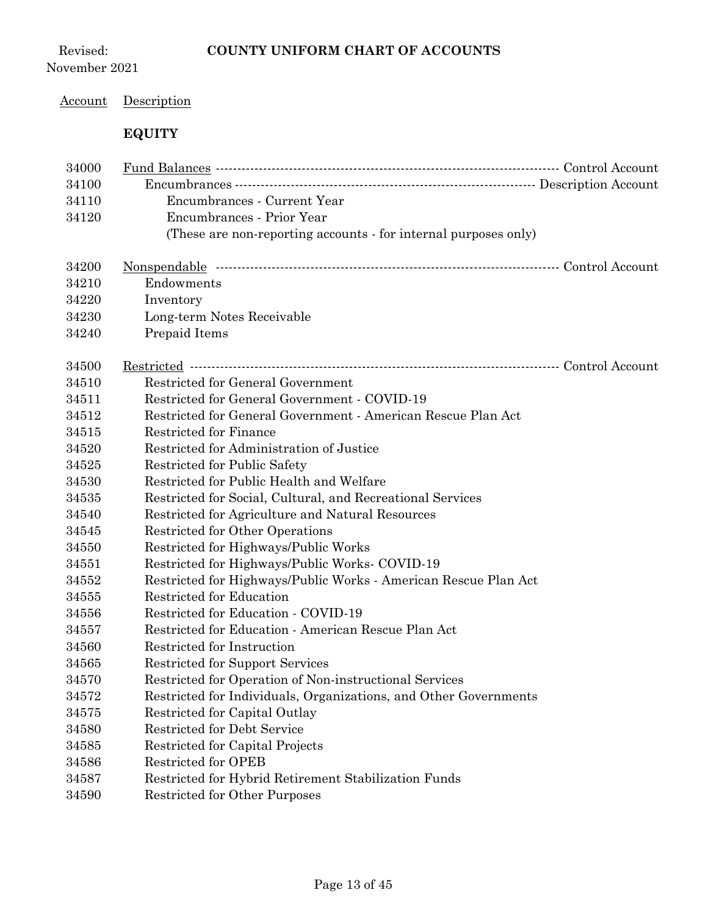Revised: November 2021

# COUNTY UNIFORM CHART OF ACCOUNTS

| Account | Description | |
|---|---|---|
| | **EQUITY** | |
| 34000 | Fund Balances | Control Account |
| 34100 | Encumbrances | Description Account |
| 34110 | Encumbrances - Current Year | |
| 34120 | Encumbrances - Prior Year | |
| | (These are non-reporting accounts - for internal purposes only) | |
| 34200 | Nonspendable | Control Account |
| 34210 | Endowments | |
| 34220 | Inventory | |
| 34230 | Long-term Notes Receivable | |
| 34240 | Prepaid Items | |
| 34500 | Restricted | Control Account |
| 34510 | Restricted for General Government | |
| 34511 | Restricted for General Government - COVID-19 | |
| 34512 | Restricted for General Government - American Rescue Plan Act | |
| 34515 | Restricted for Finance | |
| 34520 | Restricted for Administration of Justice | |
| 34525 | Restricted for Public Safety | |
| 34530 | Restricted for Public Health and Welfare | |
| 34535 | Restricted for Social, Cultural, and Recreational Services | |
| 34540 | Restricted for Agriculture and Natural Resources | |
| 34545 | Restricted for Other Operations | |
| 34550 | Restricted for Highways/Public Works | |
| 34551 | Restricted for Highways/Public Works- COVID-19 | |
| 34552 | Restricted for Highways/Public Works - American Rescue Plan Act | |
| 34555 | Restricted for Education | |
| 34556 | Restricted for Education - COVID-19 | |
| 34557 | Restricted for Education - American Rescue Plan Act | |
| 34560 | Restricted for Instruction | |
| 34565 | Restricted for Support Services | |
| 34570 | Restricted for Operation of Non-instructional Services | |
| 34572 | Restricted for Individuals, Organizations, and Other Governments | |
| 34575 | Restricted for Capital Outlay | |
| 34580 | Restricted for Debt Service | |
| 34585 | Restricted for Capital Projects | |
| 34586 | Restricted for OPEB | |
| 34587 | Restricted for Hybrid Retirement Stabilization Funds | |
| 34590 | Restricted for Other Purposes | |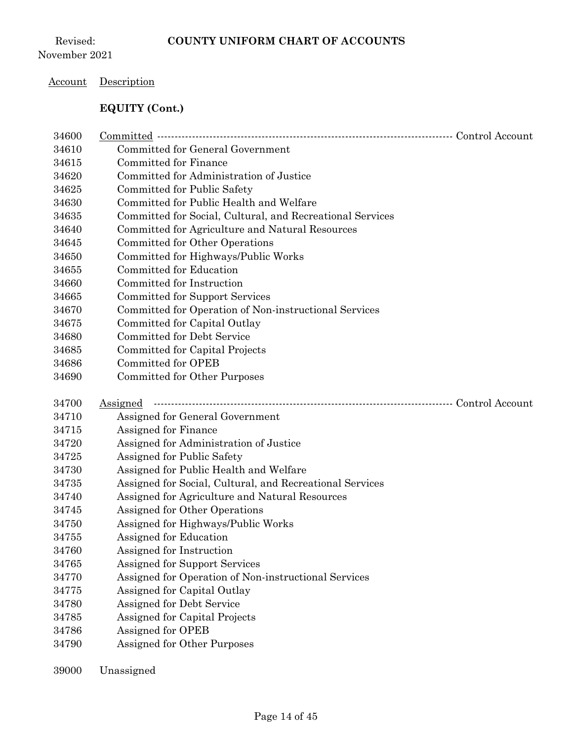| Account | Description |
|---|---|
| | **EQUITY (Cont.)** |
| 34600 | Committed ---------- Control Account |
| 34610 | Committed for General Government |
| 34615 | Committed for Finance |
| 34620 | Committed for Administration of Justice |
| 34625 | Committed for Public Safety |
| 34630 | Committed for Public Health and Welfare |
| 34635 | Committed for Social, Cultural, and Recreational Services |
| 34640 | Committed for Agriculture and Natural Resources |
| 34645 | Committed for Other Operations |
| 34650 | Committed for Highways/Public Works |
| 34655 | Committed for Education |
| 34660 | Committed for Instruction |
| 34665 | Committed for Support Services |
| 34670 | Committed for Operation of Non-instructional Services |
| 34675 | Committed for Capital Outlay |
| 34680 | Committed for Debt Service |
| 34685 | Committed for Capital Projects |
| 34686 | Committed for OPEB |
| 34690 | Committed for Other Purposes |
| 34700 | Assigned ---------- Control Account |
| 34710 | Assigned for General Government |
| 34715 | Assigned for Finance |
| 34720 | Assigned for Administration of Justice |
| 34725 | Assigned for Public Safety |
| 34730 | Assigned for Public Health and Welfare |
| 34735 | Assigned for Social, Cultural, and Recreational Services |
| 34740 | Assigned for Agriculture and Natural Resources |
| 34745 | Assigned for Other Operations |
| 34750 | Assigned for Highways/Public Works |
| 34755 | Assigned for Education |
| 34760 | Assigned for Instruction |
| 34765 | Assigned for Support Services |
| 34770 | Assigned for Operation of Non-instructional Services |
| 34775 | Assigned for Capital Outlay |
| 34780 | Assigned for Debt Service |
| 34785 | Assigned for Capital Projects |
| 34786 | Assigned for OPEB |
| 34790 | Assigned for Other Purposes |
| 39000 | Unassigned |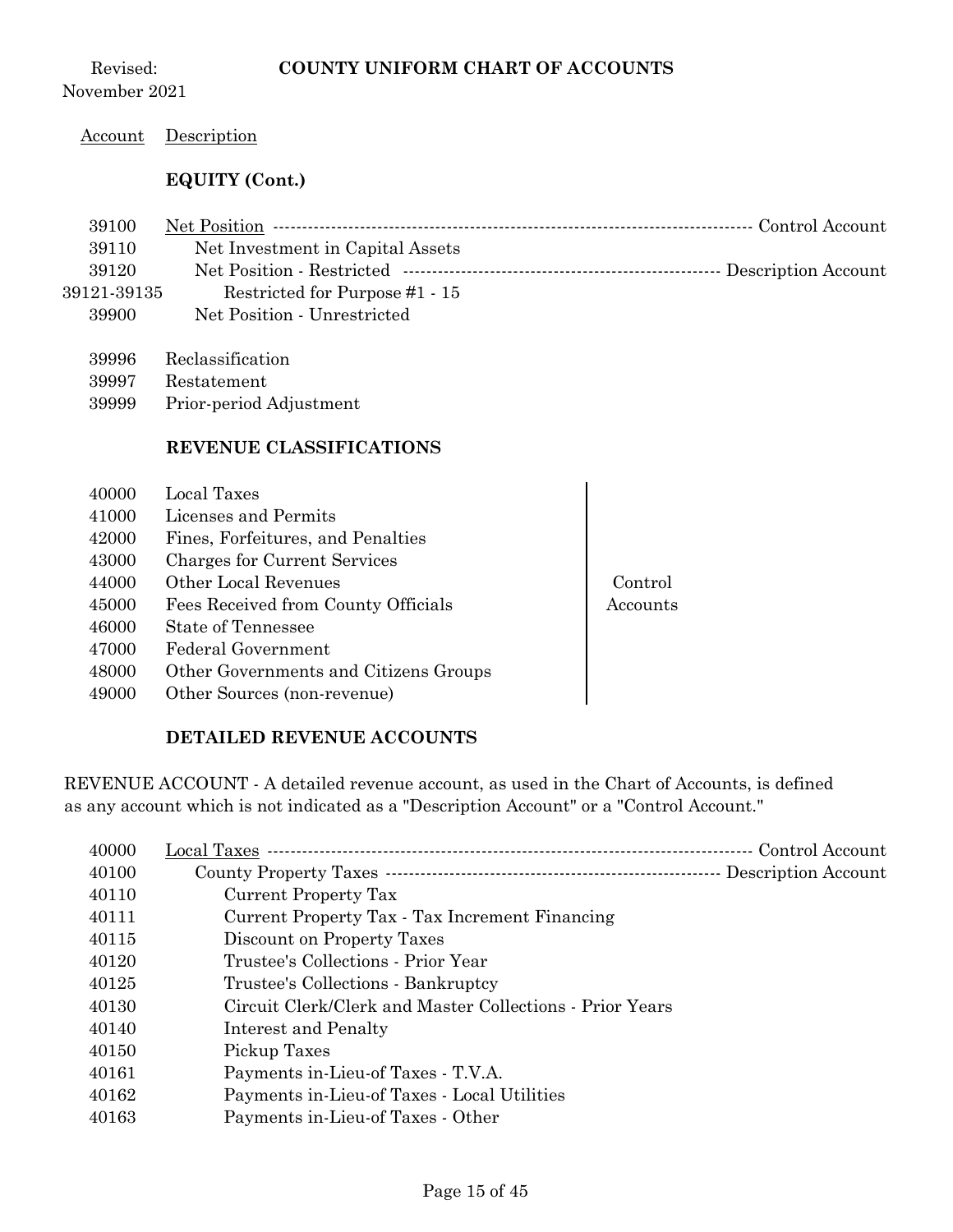Revised: November 2021

**COUNTY UNIFORM CHART OF ACCOUNTS**

| Account | Description | |
|---|---|---|
| | **EQUITY (Cont.)** | |
| 39100 | Net Position | Control Account |
| 39110 | Net Investment in Capital Assets | |
| 39120 | Net Position - Restricted | Description Account |
| 39121-39135 | Restricted for Purpose #1 - 15 | |
| 39900 | Net Position - Unrestricted | |
| 39996 | Reclassification | |
| 39997 | Restatement | |
| 39999 | Prior-period Adjustment | |

## REVENUE CLASSIFICATIONS

| Account | Description | |
|---|---|---|
| 40000 | Local Taxes | Control Accounts |
| 41000 | Licenses and Permits | Control Accounts |
| 42000 | Fines, Forfeitures, and Penalties | Control Accounts |
| 43000 | Charges for Current Services | Control Accounts |
| 44000 | Other Local Revenues | Control Accounts |
| 45000 | Fees Received from County Officials | Control Accounts |
| 46000 | State of Tennessee | Control Accounts |
| 47000 | Federal Government | Control Accounts |
| 48000 | Other Governments and Citizens Groups | Control Accounts |
| 49000 | Other Sources (non-revenue) | Control Accounts |

## DETAILED REVENUE ACCOUNTS

REVENUE ACCOUNT - A detailed revenue account, as used in the Chart of Accounts, is defined as any account which is not indicated as a "Description Account" or a "Control Account."

| Account | Description | |
|---|---|---|
| 40000 | Local Taxes | Control Account |
| 40100 | County Property Taxes | Description Account |
| 40110 | Current Property Tax | |
| 40111 | Current Property Tax - Tax Increment Financing | |
| 40115 | Discount on Property Taxes | |
| 40120 | Trustee's Collections - Prior Year | |
| 40125 | Trustee's Collections - Bankruptcy | |
| 40130 | Circuit Clerk/Clerk and Master Collections - Prior Years | |
| 40140 | Interest and Penalty | |
| 40150 | Pickup Taxes | |
| 40161 | Payments in-Lieu-of Taxes - T.V.A. | |
| 40162 | Payments in-Lieu-of Taxes - Local Utilities | |
| 40163 | Payments in-Lieu-of Taxes - Other | |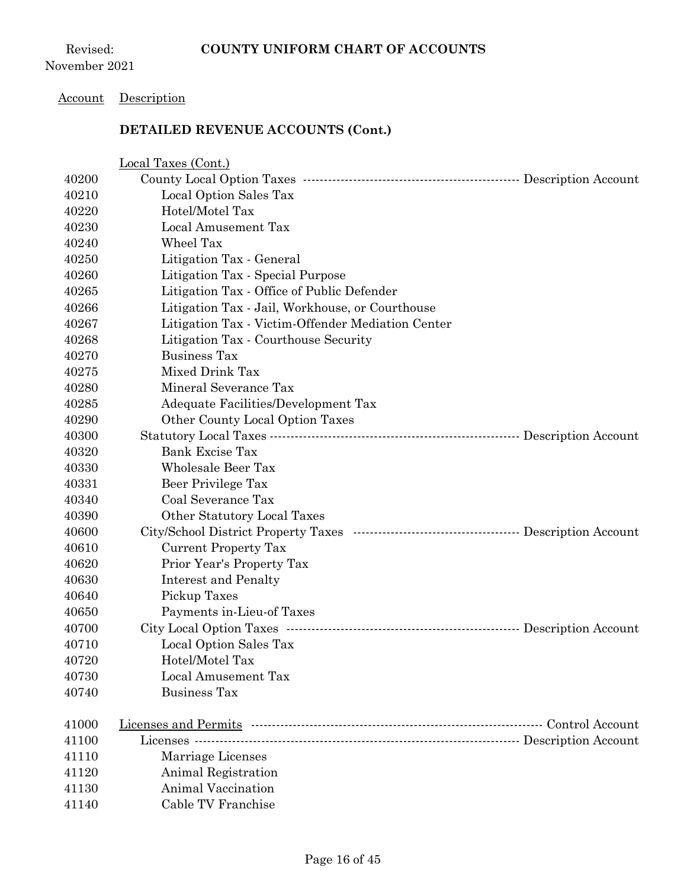Revised: November 2021

**COUNTY UNIFORM CHART OF ACCOUNTS**

| Account | Description | |
|---|---|---|
| | **DETAILED REVENUE ACCOUNTS (Cont.)** | |
| | Local Taxes (Cont.) | |
| 40200 | County Local Option Taxes | Description Account |
| 40210 | Local Option Sales Tax | |
| 40220 | Hotel/Motel Tax | |
| 40230 | Local Amusement Tax | |
| 40240 | Wheel Tax | |
| 40250 | Litigation Tax - General | |
| 40260 | Litigation Tax - Special Purpose | |
| 40265 | Litigation Tax - Office of Public Defender | |
| 40266 | Litigation Tax - Jail, Workhouse, or Courthouse | |
| 40267 | Litigation Tax - Victim-Offender Mediation Center | |
| 40268 | Litigation Tax - Courthouse Security | |
| 40270 | Business Tax | |
| 40275 | Mixed Drink Tax | |
| 40280 | Mineral Severance Tax | |
| 40285 | Adequate Facilities/Development Tax | |
| 40290 | Other County Local Option Taxes | |
| 40300 | Statutory Local Taxes | Description Account |
| 40320 | Bank Excise Tax | |
| 40330 | Wholesale Beer Tax | |
| 40331 | Beer Privilege Tax | |
| 40340 | Coal Severance Tax | |
| 40390 | Other Statutory Local Taxes | |
| 40600 | City/School District Property Taxes | Description Account |
| 40610 | Current Property Tax | |
| 40620 | Prior Year's Property Tax | |
| 40630 | Interest and Penalty | |
| 40640 | Pickup Taxes | |
| 40650 | Payments in-Lieu-of Taxes | |
| 40700 | City Local Option Taxes | Description Account |
| 40710 | Local Option Sales Tax | |
| 40720 | Hotel/Motel Tax | |
| 40730 | Local Amusement Tax | |
| 40740 | Business Tax | |
| 41000 | Licenses and Permits | Control Account |
| 41100 | Licenses | Description Account |
| 41110 | Marriage Licenses | |
| 41120 | Animal Registration | |
| 41130 | Animal Vaccination | |
| 41140 | Cable TV Franchise | |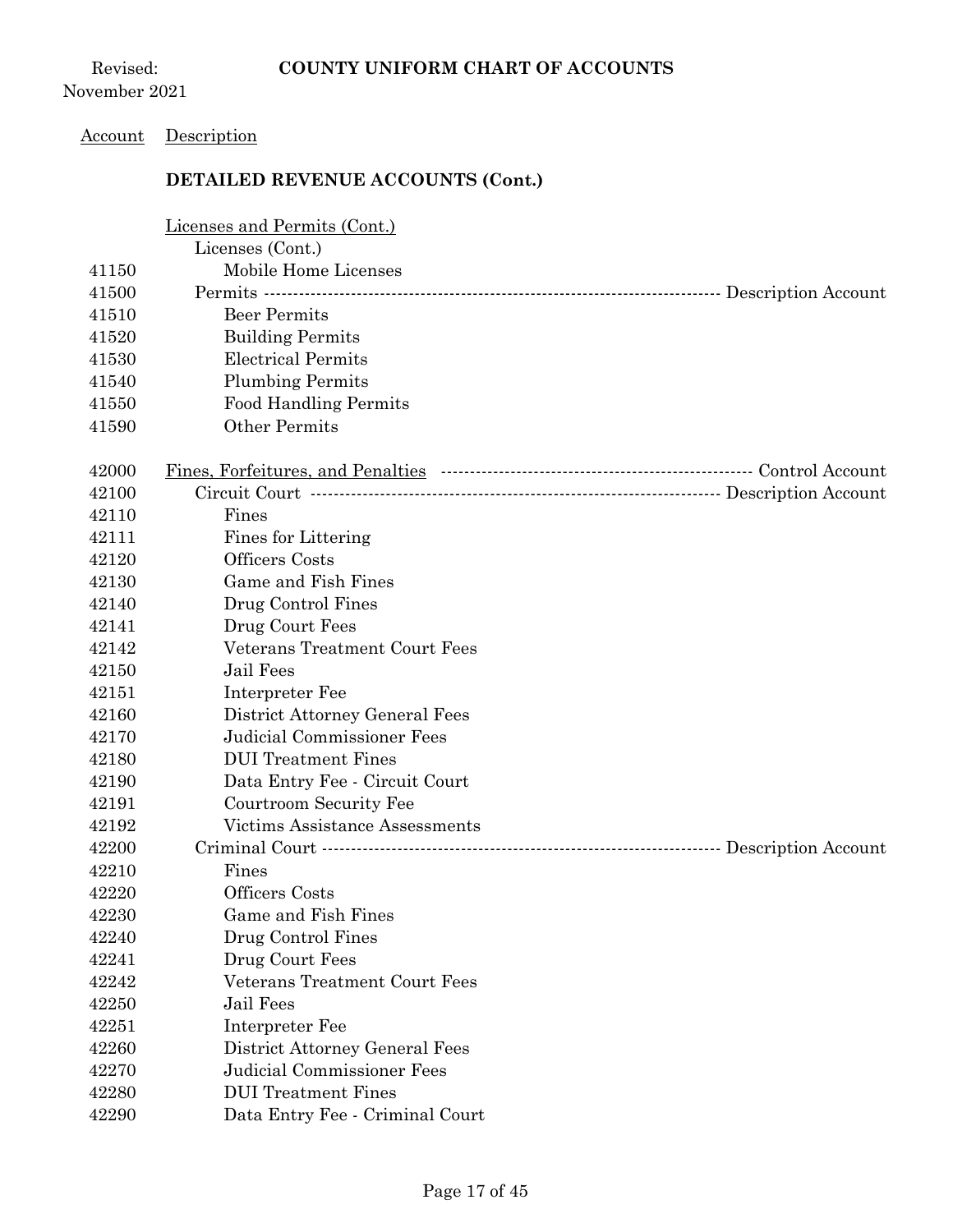| Account | Description | |
|---|---|---|
| | **DETAILED REVENUE ACCOUNTS (Cont.)** | |
| | Licenses and Permits (Cont.) | |
| | Licenses (Cont.) | |
| 41150 | Mobile Home Licenses | |
| 41500 | Permits | Description Account |
| 41510 | Beer Permits | |
| 41520 | Building Permits | |
| 41530 | Electrical Permits | |
| 41540 | Plumbing Permits | |
| 41550 | Food Handling Permits | |
| 41590 | Other Permits | |
| 42000 | Fines, Forfeitures, and Penalties | Control Account |
| 42100 | Circuit Court | Description Account |
| 42110 | Fines | |
| 42111 | Fines for Littering | |
| 42120 | Officers Costs | |
| 42130 | Game and Fish Fines | |
| 42140 | Drug Control Fines | |
| 42141 | Drug Court Fees | |
| 42142 | Veterans Treatment Court Fees | |
| 42150 | Jail Fees | |
| 42151 | Interpreter Fee | |
| 42160 | District Attorney General Fees | |
| 42170 | Judicial Commissioner Fees | |
| 42180 | DUI Treatment Fines | |
| 42190 | Data Entry Fee - Circuit Court | |
| 42191 | Courtroom Security Fee | |
| 42192 | Victims Assistance Assessments | |
| 42200 | Criminal Court | Description Account |
| 42210 | Fines | |
| 42220 | Officers Costs | |
| 42230 | Game and Fish Fines | |
| 42240 | Drug Control Fines | |
| 42241 | Drug Court Fees | |
| 42242 | Veterans Treatment Court Fees | |
| 42250 | Jail Fees | |
| 42251 | Interpreter Fee | |
| 42260 | District Attorney General Fees | |
| 42270 | Judicial Commissioner Fees | |
| 42280 | DUI Treatment Fines | |
| 42290 | Data Entry Fee - Criminal Court | |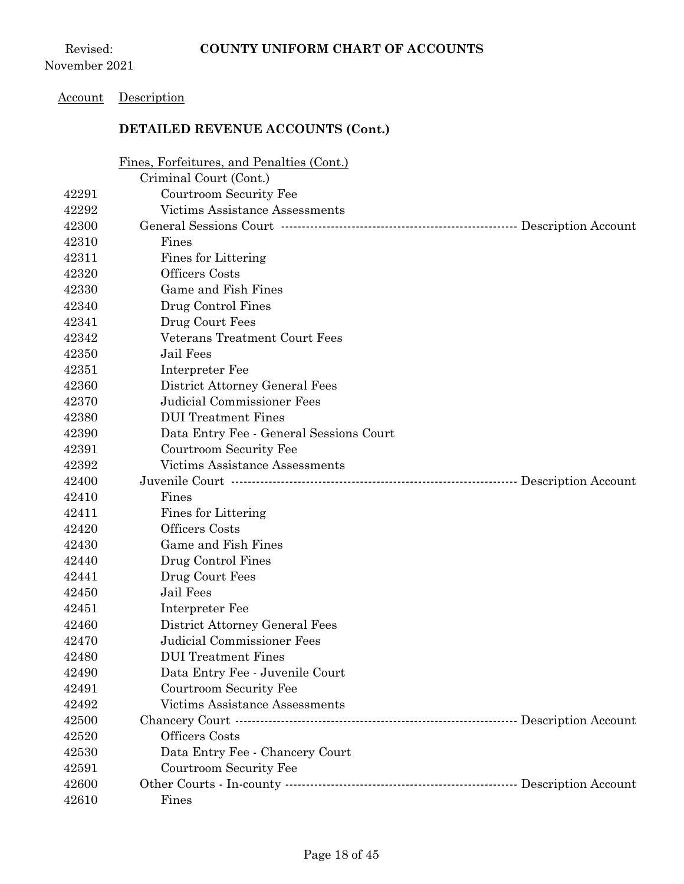| Account | Description |
|---|---|
| | **DETAILED REVENUE ACCOUNTS (Cont.)** |
| | Fines, Forfeitures, and Penalties (Cont.) |
| | Criminal Court (Cont.) |
| 42291 | Courtroom Security Fee |
| 42292 | Victims Assistance Assessments |
| 42300 | General Sessions Court ---------- Description Account |
| 42310 | Fines |
| 42311 | Fines for Littering |
| 42320 | Officers Costs |
| 42330 | Game and Fish Fines |
| 42340 | Drug Control Fines |
| 42341 | Drug Court Fees |
| 42342 | Veterans Treatment Court Fees |
| 42350 | Jail Fees |
| 42351 | Interpreter Fee |
| 42360 | District Attorney General Fees |
| 42370 | Judicial Commissioner Fees |
| 42380 | DUI Treatment Fines |
| 42390 | Data Entry Fee - General Sessions Court |
| 42391 | Courtroom Security Fee |
| 42392 | Victims Assistance Assessments |
| 42400 | Juvenile Court ---------- Description Account |
| 42410 | Fines |
| 42411 | Fines for Littering |
| 42420 | Officers Costs |
| 42430 | Game and Fish Fines |
| 42440 | Drug Control Fines |
| 42441 | Drug Court Fees |
| 42450 | Jail Fees |
| 42451 | Interpreter Fee |
| 42460 | District Attorney General Fees |
| 42470 | Judicial Commissioner Fees |
| 42480 | DUI Treatment Fines |
| 42490 | Data Entry Fee - Juvenile Court |
| 42491 | Courtroom Security Fee |
| 42492 | Victims Assistance Assessments |
| 42500 | Chancery Court ---------- Description Account |
| 42520 | Officers Costs |
| 42530 | Data Entry Fee - Chancery Court |
| 42591 | Courtroom Security Fee |
| 42600 | Other Courts - In-county ---------- Description Account |
| 42610 | Fines |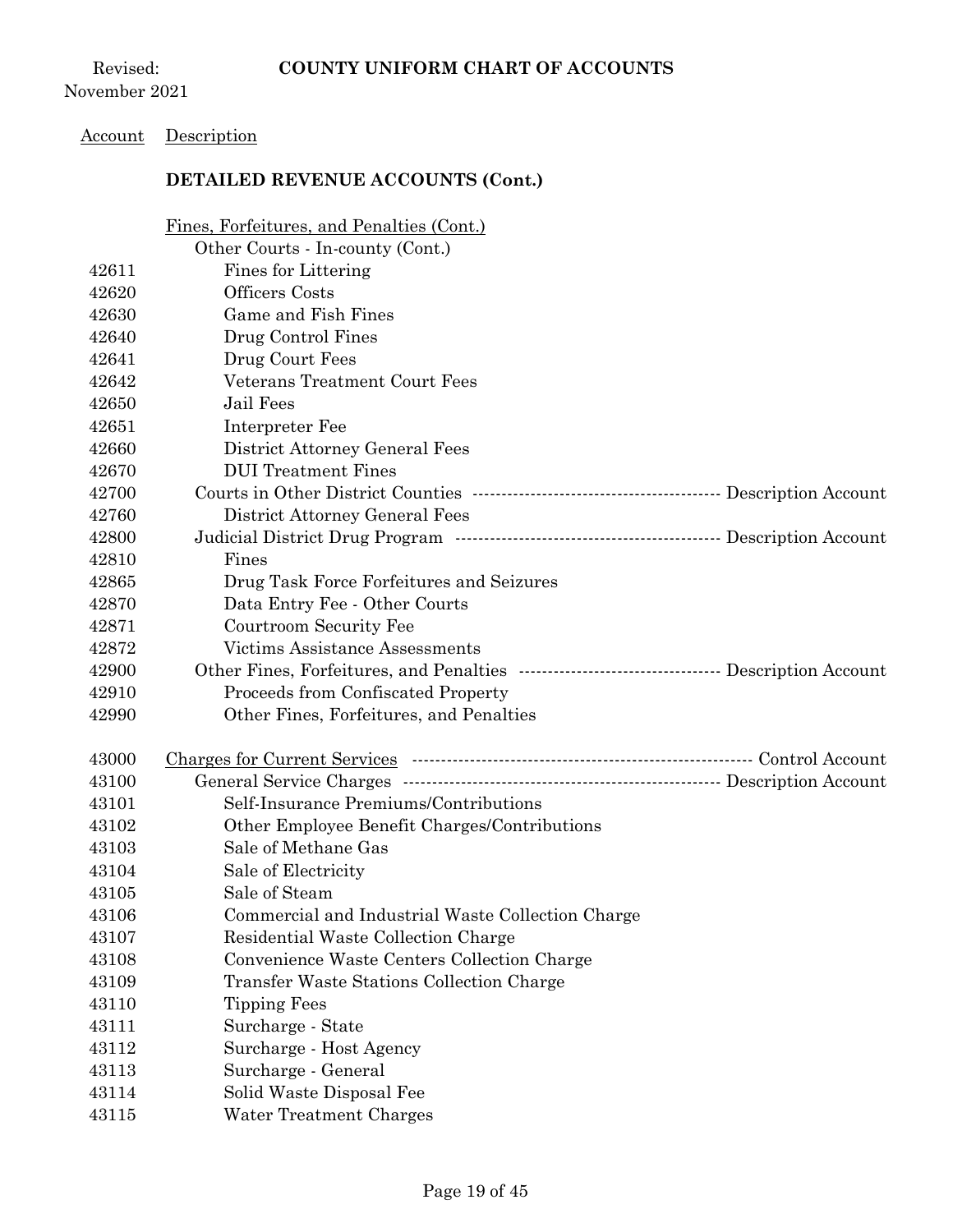## DETAILED REVENUE ACCOUNTS (Cont.)

| Account | Description | |
|---|---|---|
| | Fines, Forfeitures, and Penalties (Cont.) | |
| | Other Courts - In-county (Cont.) | |
| 42611 | Fines for Littering | |
| 42620 | Officers Costs | |
| 42630 | Game and Fish Fines | |
| 42640 | Drug Control Fines | |
| 42641 | Drug Court Fees | |
| 42642 | Veterans Treatment Court Fees | |
| 42650 | Jail Fees | |
| 42651 | Interpreter Fee | |
| 42660 | District Attorney General Fees | |
| 42670 | DUI Treatment Fines | |
| 42700 | Courts in Other District Counties | Description Account |
| 42760 | District Attorney General Fees | |
| 42800 | Judicial District Drug Program | Description Account |
| 42810 | Fines | |
| 42865 | Drug Task Force Forfeitures and Seizures | |
| 42870 | Data Entry Fee - Other Courts | |
| 42871 | Courtroom Security Fee | |
| 42872 | Victims Assistance Assessments | |
| 42900 | Other Fines, Forfeitures, and Penalties | Description Account |
| 42910 | Proceeds from Confiscated Property | |
| 42990 | Other Fines, Forfeitures, and Penalties | |
| 43000 | Charges for Current Services | Control Account |
| 43100 | General Service Charges | Description Account |
| 43101 | Self-Insurance Premiums/Contributions | |
| 43102 | Other Employee Benefit Charges/Contributions | |
| 43103 | Sale of Methane Gas | |
| 43104 | Sale of Electricity | |
| 43105 | Sale of Steam | |
| 43106 | Commercial and Industrial Waste Collection Charge | |
| 43107 | Residential Waste Collection Charge | |
| 43108 | Convenience Waste Centers Collection Charge | |
| 43109 | Transfer Waste Stations Collection Charge | |
| 43110 | Tipping Fees | |
| 43111 | Surcharge - State | |
| 43112 | Surcharge - Host Agency | |
| 43113 | Surcharge - General | |
| 43114 | Solid Waste Disposal Fee | |
| 43115 | Water Treatment Charges | |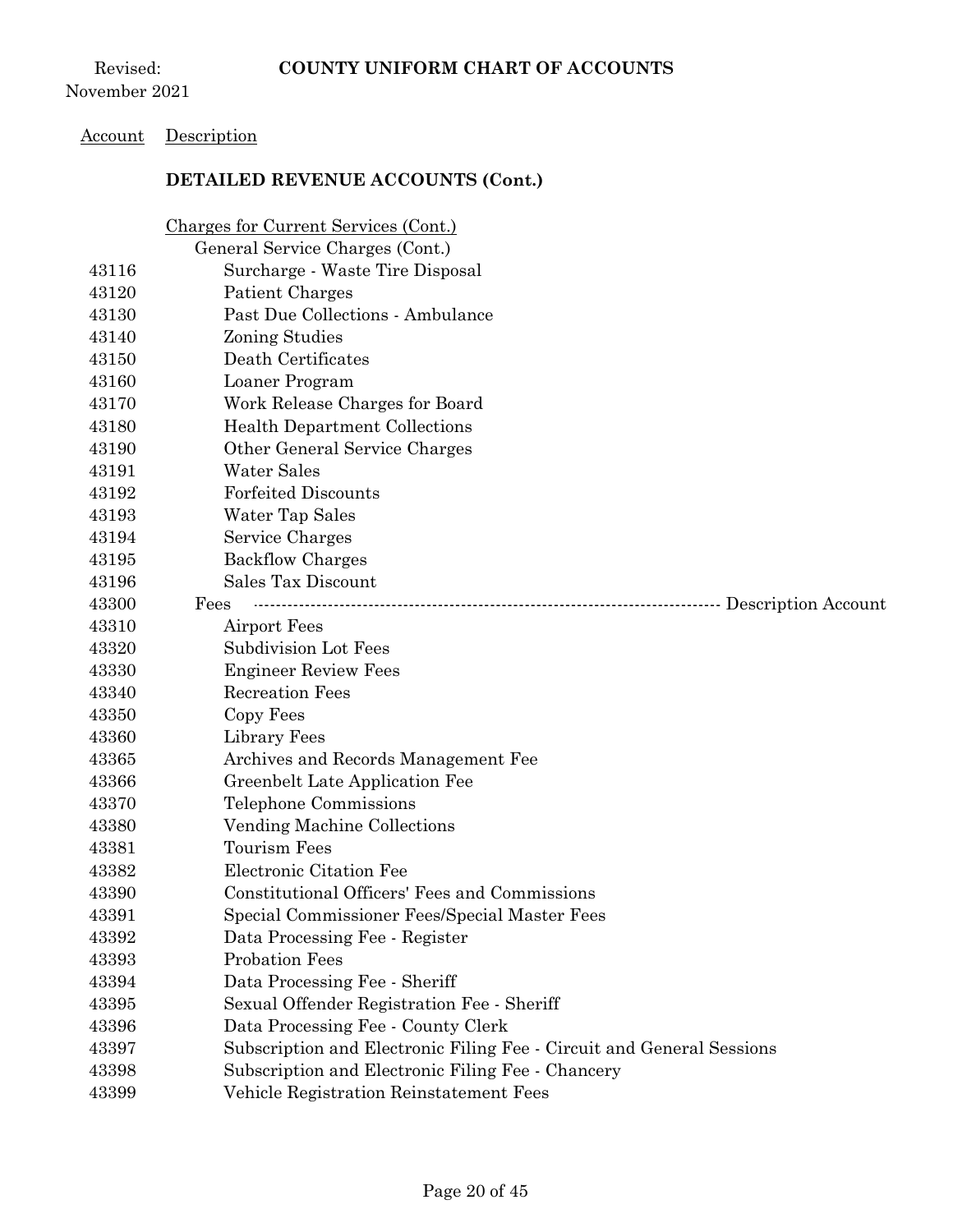## COUNTY UNIFORM CHART OF ACCOUNTS

Revised: November 2021

| Account | Description |
|---|---|
| | **DETAILED REVENUE ACCOUNTS (Cont.)** |
| | Charges for Current Services (Cont.) |
| | General Service Charges (Cont.) |
| 43116 | Surcharge - Waste Tire Disposal |
| 43120 | Patient Charges |
| 43130 | Past Due Collections - Ambulance |
| 43140 | Zoning Studies |
| 43150 | Death Certificates |
| 43160 | Loaner Program |
| 43170 | Work Release Charges for Board |
| 43180 | Health Department Collections |
| 43190 | Other General Service Charges |
| 43191 | Water Sales |
| 43192 | Forfeited Discounts |
| 43193 | Water Tap Sales |
| 43194 | Service Charges |
| 43195 | Backflow Charges |
| 43196 | Sales Tax Discount |
| 43300 | Fees ---------------------------------------------------------------------------- Description Account |
| 43310 | Airport Fees |
| 43320 | Subdivision Lot Fees |
| 43330 | Engineer Review Fees |
| 43340 | Recreation Fees |
| 43350 | Copy Fees |
| 43360 | Library Fees |
| 43365 | Archives and Records Management Fee |
| 43366 | Greenbelt Late Application Fee |
| 43370 | Telephone Commissions |
| 43380 | Vending Machine Collections |
| 43381 | Tourism Fees |
| 43382 | Electronic Citation Fee |
| 43390 | Constitutional Officers' Fees and Commissions |
| 43391 | Special Commissioner Fees/Special Master Fees |
| 43392 | Data Processing Fee - Register |
| 43393 | Probation Fees |
| 43394 | Data Processing Fee - Sheriff |
| 43395 | Sexual Offender Registration Fee - Sheriff |
| 43396 | Data Processing Fee - County Clerk |
| 43397 | Subscription and Electronic Filing Fee - Circuit and General Sessions |
| 43398 | Subscription and Electronic Filing Fee - Chancery |
| 43399 | Vehicle Registration Reinstatement Fees |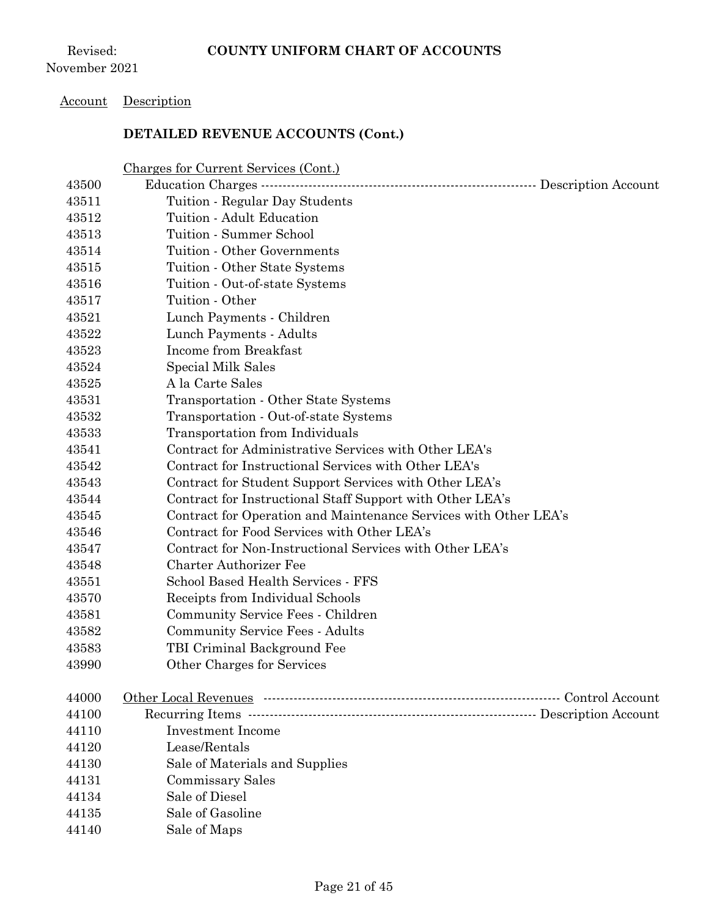Revised: November 2021

**COUNTY UNIFORM CHART OF ACCOUNTS**

| Account | Description | |
|---|---|---|
| | **DETAILED REVENUE ACCOUNTS (Cont.)** | |
| | Charges for Current Services (Cont.) | |
| 43500 | Education Charges | Description Account |
| 43511 | Tuition - Regular Day Students | |
| 43512 | Tuition - Adult Education | |
| 43513 | Tuition - Summer School | |
| 43514 | Tuition - Other Governments | |
| 43515 | Tuition - Other State Systems | |
| 43516 | Tuition - Out-of-state Systems | |
| 43517 | Tuition - Other | |
| 43521 | Lunch Payments - Children | |
| 43522 | Lunch Payments - Adults | |
| 43523 | Income from Breakfast | |
| 43524 | Special Milk Sales | |
| 43525 | A la Carte Sales | |
| 43531 | Transportation - Other State Systems | |
| 43532 | Transportation - Out-of-state Systems | |
| 43533 | Transportation from Individuals | |
| 43541 | Contract for Administrative Services with Other LEA's | |
| 43542 | Contract for Instructional Services with Other LEA's | |
| 43543 | Contract for Student Support Services with Other LEA's | |
| 43544 | Contract for Instructional Staff Support with Other LEA's | |
| 43545 | Contract for Operation and Maintenance Services with Other LEA's | |
| 43546 | Contract for Food Services with Other LEA's | |
| 43547 | Contract for Non-Instructional Services with Other LEA's | |
| 43548 | Charter Authorizer Fee | |
| 43551 | School Based Health Services - FFS | |
| 43570 | Receipts from Individual Schools | |
| 43581 | Community Service Fees - Children | |
| 43582 | Community Service Fees - Adults | |
| 43583 | TBI Criminal Background Fee | |
| 43990 | Other Charges for Services | |
| 44000 | Other Local Revenues | Control Account |
| 44100 | Recurring Items | Description Account |
| 44110 | Investment Income | |
| 44120 | Lease/Rentals | |
| 44130 | Sale of Materials and Supplies | |
| 44131 | Commissary Sales | |
| 44134 | Sale of Diesel | |
| 44135 | Sale of Gasoline | |
| 44140 | Sale of Maps | |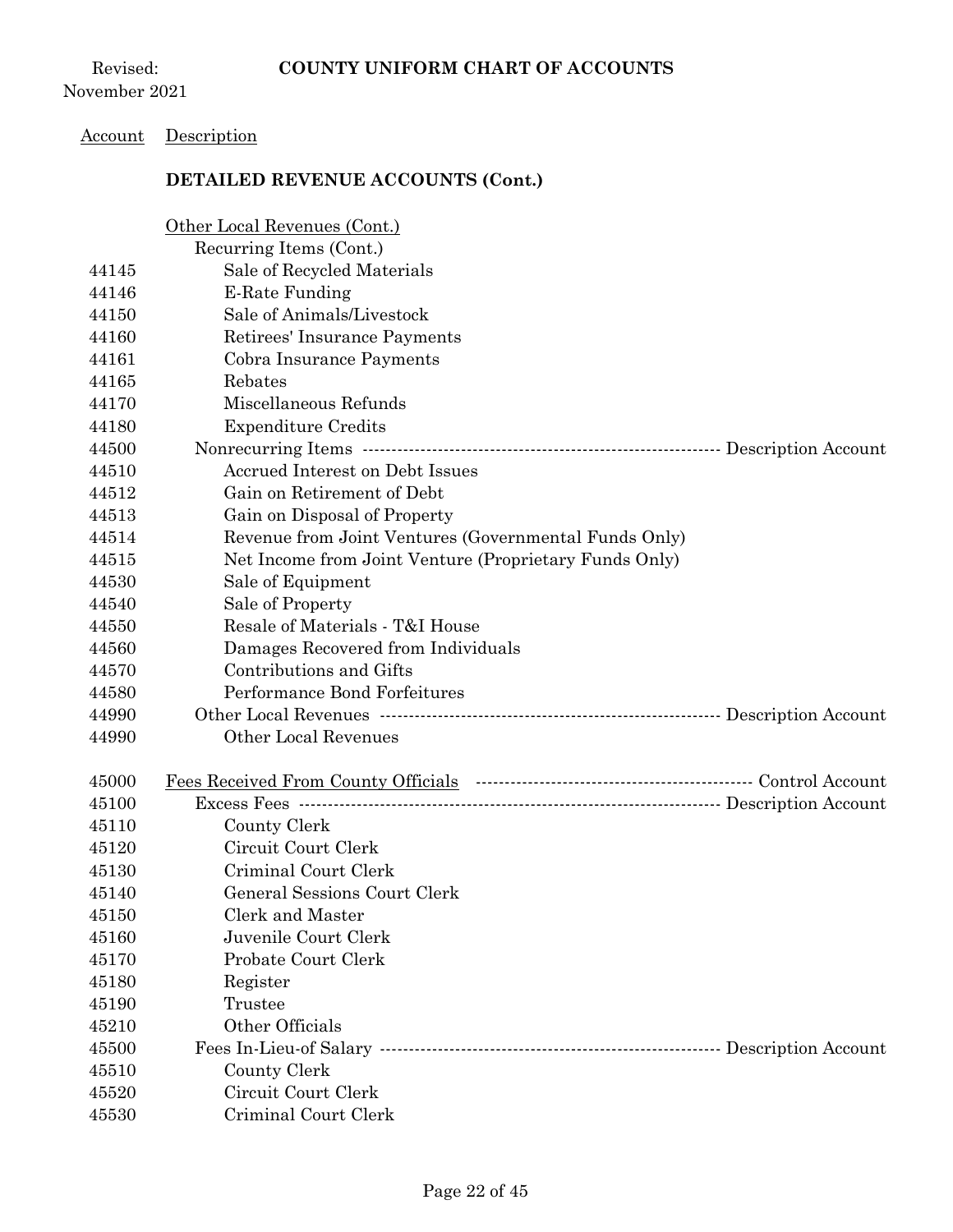## Account Description

### DETAILED REVENUE ACCOUNTS (Cont.)

| Account | Description | |
|---|---|---|
| | Other Local Revenues (Cont.) | |
| | Recurring Items (Cont.) | |
| 44145 | Sale of Recycled Materials | |
| 44146 | E-Rate Funding | |
| 44150 | Sale of Animals/Livestock | |
| 44160 | Retirees' Insurance Payments | |
| 44161 | Cobra Insurance Payments | |
| 44165 | Rebates | |
| 44170 | Miscellaneous Refunds | |
| 44180 | Expenditure Credits | |
| 44500 | Nonrecurring Items | Description Account |
| 44510 | Accrued Interest on Debt Issues | |
| 44512 | Gain on Retirement of Debt | |
| 44513 | Gain on Disposal of Property | |
| 44514 | Revenue from Joint Ventures (Governmental Funds Only) | |
| 44515 | Net Income from Joint Venture (Proprietary Funds Only) | |
| 44530 | Sale of Equipment | |
| 44540 | Sale of Property | |
| 44550 | Resale of Materials - T&I House | |
| 44560 | Damages Recovered from Individuals | |
| 44570 | Contributions and Gifts | |
| 44580 | Performance Bond Forfeitures | |
| 44990 | Other Local Revenues | Description Account |
| 44990 | Other Local Revenues | |
| 45000 | Fees Received From County Officials | Control Account |
| 45100 | Excess Fees | Description Account |
| 45110 | County Clerk | |
| 45120 | Circuit Court Clerk | |
| 45130 | Criminal Court Clerk | |
| 45140 | General Sessions Court Clerk | |
| 45150 | Clerk and Master | |
| 45160 | Juvenile Court Clerk | |
| 45170 | Probate Court Clerk | |
| 45180 | Register | |
| 45190 | Trustee | |
| 45210 | Other Officials | |
| 45500 | Fees In-Lieu-of Salary | Description Account |
| 45510 | County Clerk | |
| 45520 | Circuit Court Clerk | |
| 45530 | Criminal Court Clerk | |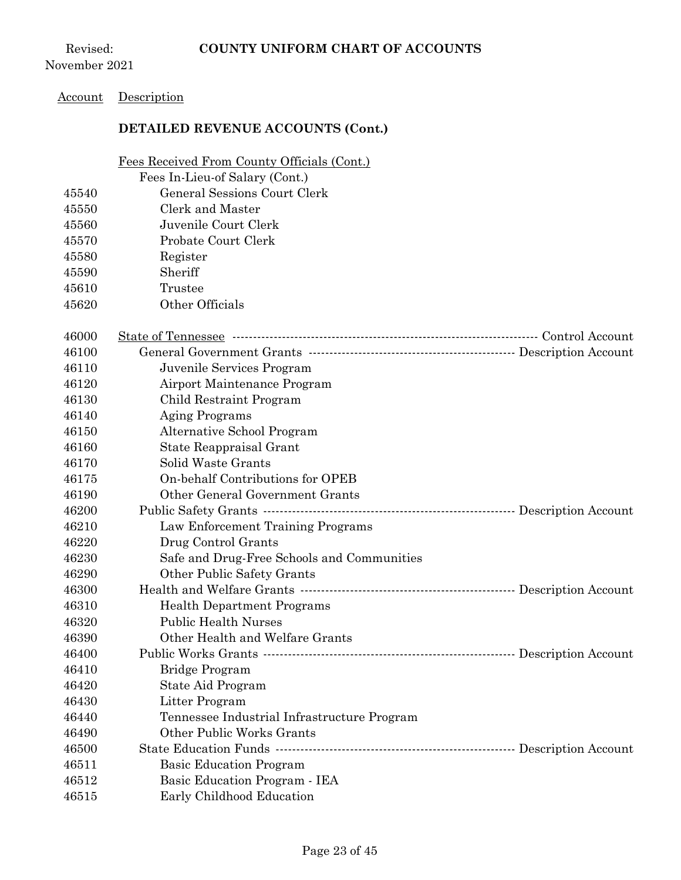| Account | Description | |
|---|---|---|
| | **DETAILED REVENUE ACCOUNTS (Cont.)** | |
| | Fees Received From County Officials (Cont.) | |
| | Fees In-Lieu-of Salary (Cont.) | |
| 45540 | General Sessions Court Clerk | |
| 45550 | Clerk and Master | |
| 45560 | Juvenile Court Clerk | |
| 45570 | Probate Court Clerk | |
| 45580 | Register | |
| 45590 | Sheriff | |
| 45610 | Trustee | |
| 45620 | Other Officials | |
| 46000 | State of Tennessee | Control Account |
| 46100 | General Government Grants | Description Account |
| 46110 | Juvenile Services Program | |
| 46120 | Airport Maintenance Program | |
| 46130 | Child Restraint Program | |
| 46140 | Aging Programs | |
| 46150 | Alternative School Program | |
| 46160 | State Reappraisal Grant | |
| 46170 | Solid Waste Grants | |
| 46175 | On-behalf Contributions for OPEB | |
| 46190 | Other General Government Grants | |
| 46200 | Public Safety Grants | Description Account |
| 46210 | Law Enforcement Training Programs | |
| 46220 | Drug Control Grants | |
| 46230 | Safe and Drug-Free Schools and Communities | |
| 46290 | Other Public Safety Grants | |
| 46300 | Health and Welfare Grants | Description Account |
| 46310 | Health Department Programs | |
| 46320 | Public Health Nurses | |
| 46390 | Other Health and Welfare Grants | |
| 46400 | Public Works Grants | Description Account |
| 46410 | Bridge Program | |
| 46420 | State Aid Program | |
| 46430 | Litter Program | |
| 46440 | Tennessee Industrial Infrastructure Program | |
| 46490 | Other Public Works Grants | |
| 46500 | State Education Funds | Description Account |
| 46511 | Basic Education Program | |
| 46512 | Basic Education Program - IEA | |
| 46515 | Early Childhood Education | |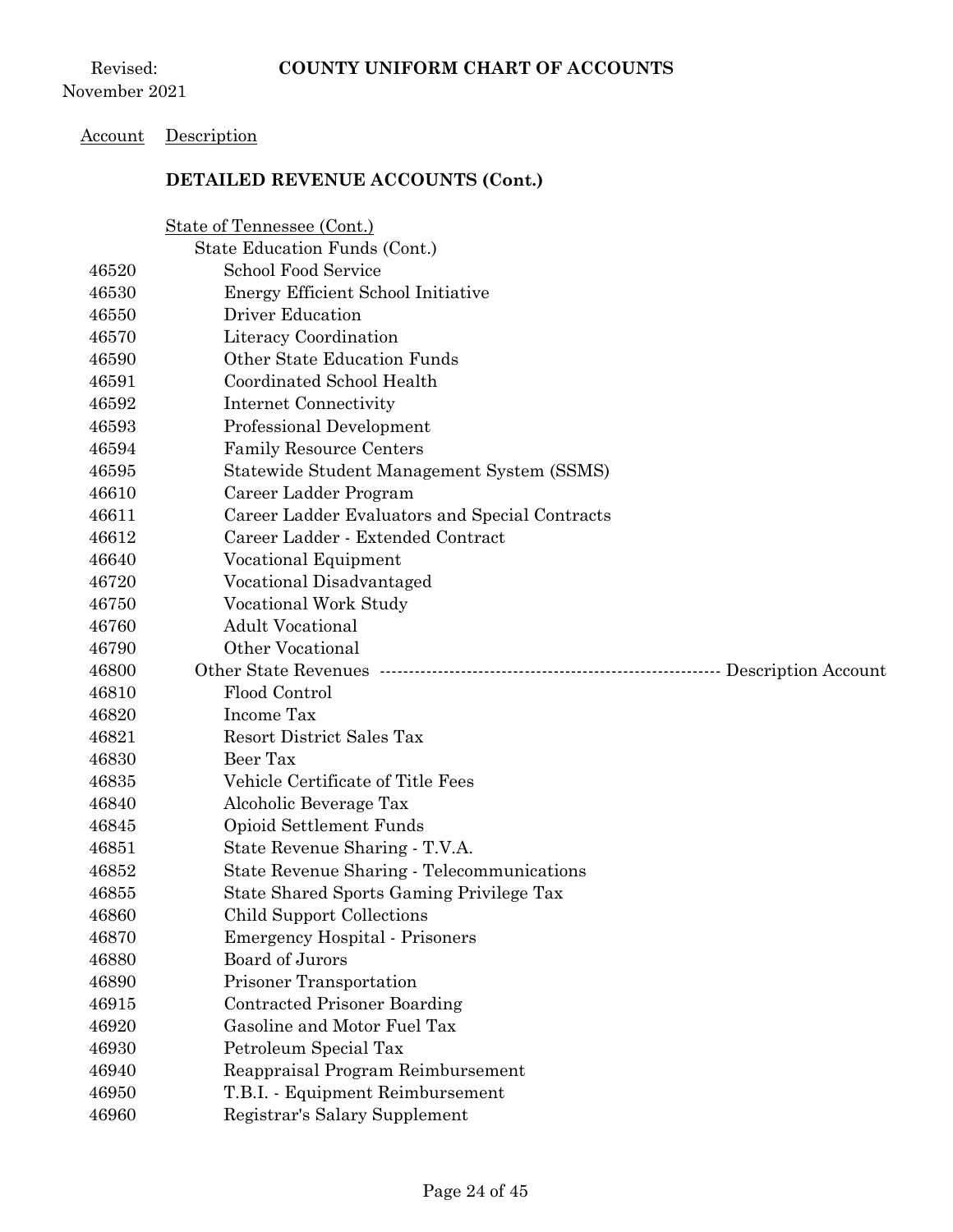Revised: November 2021

**COUNTY UNIFORM CHART OF ACCOUNTS**

| Account | Description |
|---|---|
| | **DETAILED REVENUE ACCOUNTS (Cont.)** |
| | State of Tennessee (Cont.) |
| | State Education Funds (Cont.) |
| 46520 | School Food Service |
| 46530 | Energy Efficient School Initiative |
| 46550 | Driver Education |
| 46570 | Literacy Coordination |
| 46590 | Other State Education Funds |
| 46591 | Coordinated School Health |
| 46592 | Internet Connectivity |
| 46593 | Professional Development |
| 46594 | Family Resource Centers |
| 46595 | Statewide Student Management System (SSMS) |
| 46610 | Career Ladder Program |
| 46611 | Career Ladder Evaluators and Special Contracts |
| 46612 | Career Ladder - Extended Contract |
| 46640 | Vocational Equipment |
| 46720 | Vocational Disadvantaged |
| 46750 | Vocational Work Study |
| 46760 | Adult Vocational |
| 46790 | Other Vocational |
| 46800 | Other State Revenues ---------------------------------------------------------- Description Account |
| 46810 | Flood Control |
| 46820 | Income Tax |
| 46821 | Resort District Sales Tax |
| 46830 | Beer Tax |
| 46835 | Vehicle Certificate of Title Fees |
| 46840 | Alcoholic Beverage Tax |
| 46845 | Opioid Settlement Funds |
| 46851 | State Revenue Sharing - T.V.A. |
| 46852 | State Revenue Sharing - Telecommunications |
| 46855 | State Shared Sports Gaming Privilege Tax |
| 46860 | Child Support Collections |
| 46870 | Emergency Hospital - Prisoners |
| 46880 | Board of Jurors |
| 46890 | Prisoner Transportation |
| 46915 | Contracted Prisoner Boarding |
| 46920 | Gasoline and Motor Fuel Tax |
| 46930 | Petroleum Special Tax |
| 46940 | Reappraisal Program Reimbursement |
| 46950 | T.B.I. - Equipment Reimbursement |
| 46960 | Registrar's Salary Supplement |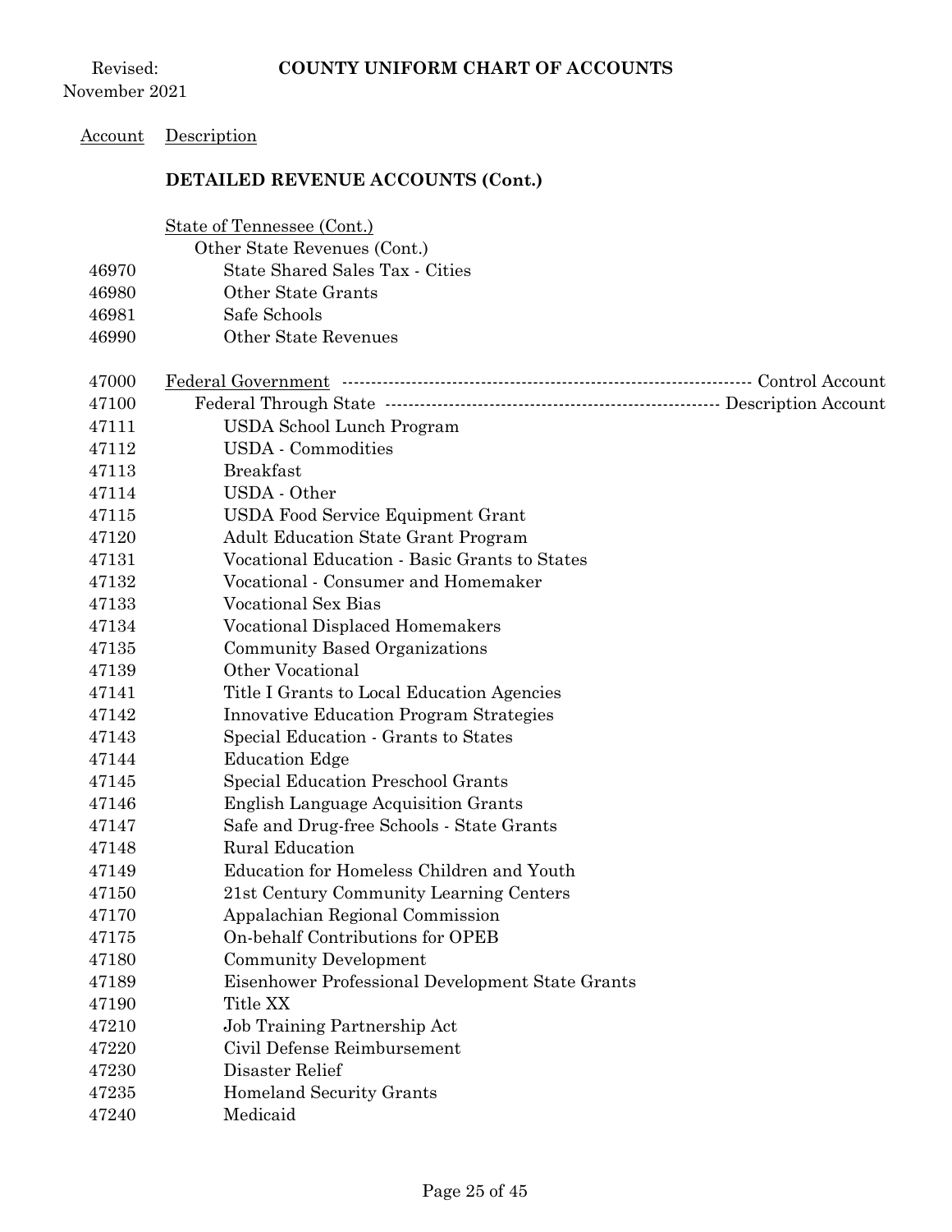## DETAILED REVENUE ACCOUNTS (Cont.)

| Account | Description |
|---|---|
| | State of Tennessee (Cont.) |
| | Other State Revenues (Cont.) |
| 46970 | State Shared Sales Tax - Cities |
| 46980 | Other State Grants |
| 46981 | Safe Schools |
| 46990 | Other State Revenues |
| 47000 | Federal Government ---------- Control Account |
| 47100 | Federal Through State ---------- Description Account |
| 47111 | USDA School Lunch Program |
| 47112 | USDA - Commodities |
| 47113 | Breakfast |
| 47114 | USDA - Other |
| 47115 | USDA Food Service Equipment Grant |
| 47120 | Adult Education State Grant Program |
| 47131 | Vocational Education - Basic Grants to States |
| 47132 | Vocational - Consumer and Homemaker |
| 47133 | Vocational Sex Bias |
| 47134 | Vocational Displaced Homemakers |
| 47135 | Community Based Organizations |
| 47139 | Other Vocational |
| 47141 | Title I Grants to Local Education Agencies |
| 47142 | Innovative Education Program Strategies |
| 47143 | Special Education - Grants to States |
| 47144 | Education Edge |
| 47145 | Special Education Preschool Grants |
| 47146 | English Language Acquisition Grants |
| 47147 | Safe and Drug-free Schools - State Grants |
| 47148 | Rural Education |
| 47149 | Education for Homeless Children and Youth |
| 47150 | 21st Century Community Learning Centers |
| 47170 | Appalachian Regional Commission |
| 47175 | On-behalf Contributions for OPEB |
| 47180 | Community Development |
| 47189 | Eisenhower Professional Development State Grants |
| 47190 | Title XX |
| 47210 | Job Training Partnership Act |
| 47220 | Civil Defense Reimbursement |
| 47230 | Disaster Relief |
| 47235 | Homeland Security Grants |
| 47240 | Medicaid |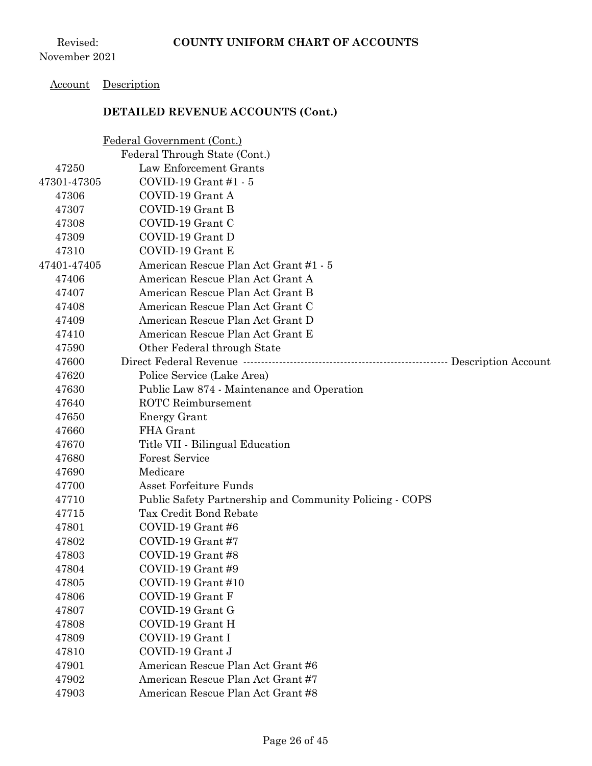**COUNTY UNIFORM CHART OF ACCOUNTS**

Revised: November 2021

| Account | Description |
|---|---|
| | **DETAILED REVENUE ACCOUNTS (Cont.)** |
| | Federal Government (Cont.) |
| | Federal Through State (Cont.) |
| 47250 | Law Enforcement Grants |
| 47301-47305 | COVID-19 Grant #1 - 5 |
| 47306 | COVID-19 Grant A |
| 47307 | COVID-19 Grant B |
| 47308 | COVID-19 Grant C |
| 47309 | COVID-19 Grant D |
| 47310 | COVID-19 Grant E |
| 47401-47405 | American Rescue Plan Act Grant #1 - 5 |
| 47406 | American Rescue Plan Act Grant A |
| 47407 | American Rescue Plan Act Grant B |
| 47408 | American Rescue Plan Act Grant C |
| 47409 | American Rescue Plan Act Grant D |
| 47410 | American Rescue Plan Act Grant E |
| 47590 | Other Federal through State |
| 47600 | Direct Federal Revenue ---------------------------------------------------- Description Account |
| 47620 | Police Service (Lake Area) |
| 47630 | Public Law 874 - Maintenance and Operation |
| 47640 | ROTC Reimbursement |
| 47650 | Energy Grant |
| 47660 | FHA Grant |
| 47670 | Title VII - Bilingual Education |
| 47680 | Forest Service |
| 47690 | Medicare |
| 47700 | Asset Forfeiture Funds |
| 47710 | Public Safety Partnership and Community Policing - COPS |
| 47715 | Tax Credit Bond Rebate |
| 47801 | COVID-19 Grant #6 |
| 47802 | COVID-19 Grant #7 |
| 47803 | COVID-19 Grant #8 |
| 47804 | COVID-19 Grant #9 |
| 47805 | COVID-19 Grant #10 |
| 47806 | COVID-19 Grant F |
| 47807 | COVID-19 Grant G |
| 47808 | COVID-19 Grant H |
| 47809 | COVID-19 Grant I |
| 47810 | COVID-19 Grant J |
| 47901 | American Rescue Plan Act Grant #6 |
| 47902 | American Rescue Plan Act Grant #7 |
| 47903 | American Rescue Plan Act Grant #8 |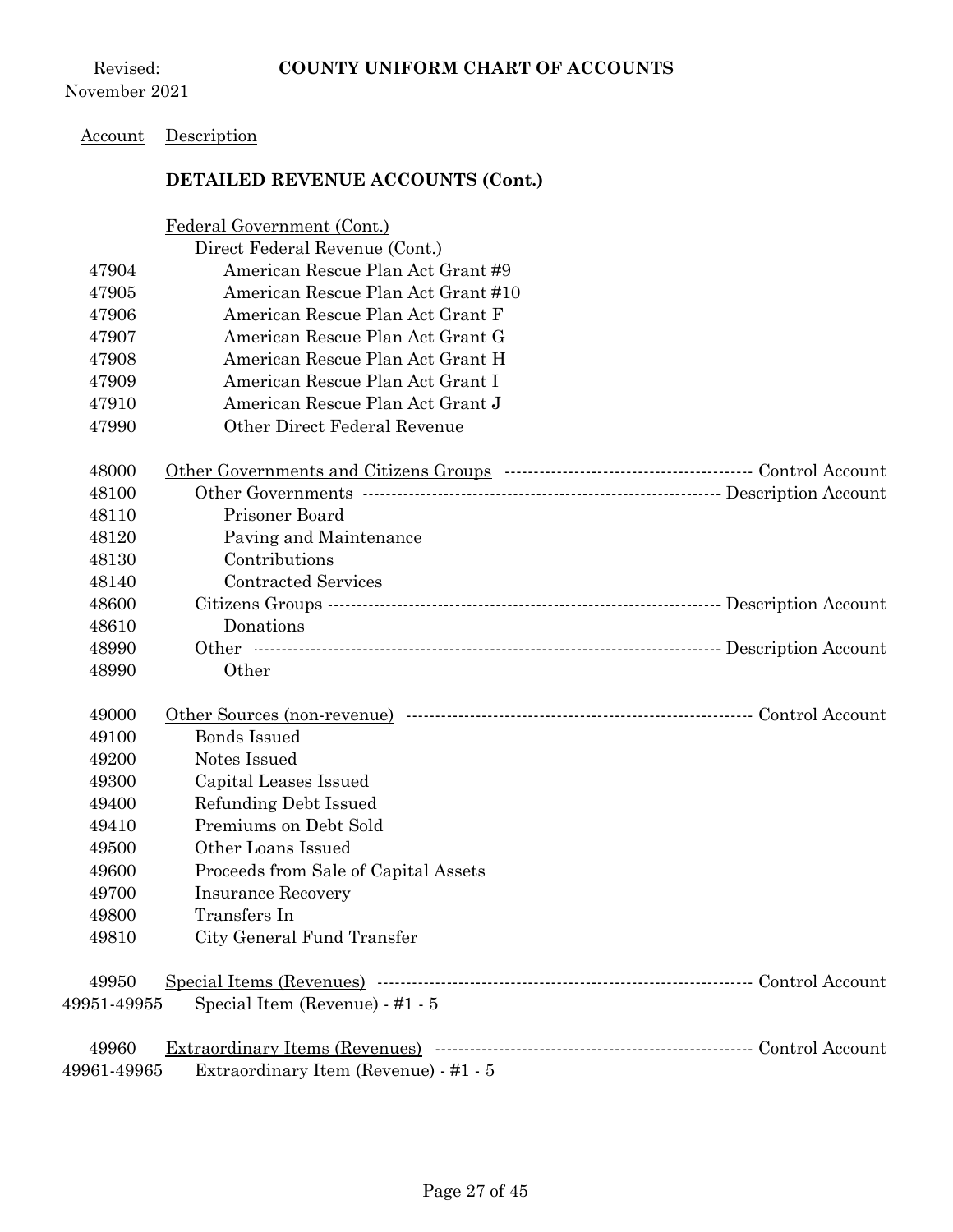| Account | Description | |
|---|---|---|
| | **DETAILED REVENUE ACCOUNTS (Cont.)** | |
| | Federal Government (Cont.) | |
| | Direct Federal Revenue (Cont.) | |
| 47904 | American Rescue Plan Act Grant #9 | |
| 47905 | American Rescue Plan Act Grant #10 | |
| 47906 | American Rescue Plan Act Grant F | |
| 47907 | American Rescue Plan Act Grant G | |
| 47908 | American Rescue Plan Act Grant H | |
| 47909 | American Rescue Plan Act Grant I | |
| 47910 | American Rescue Plan Act Grant J | |
| 47990 | Other Direct Federal Revenue | |
| 48000 | Other Governments and Citizens Groups | Control Account |
| 48100 | Other Governments | Description Account |
| 48110 | Prisoner Board | |
| 48120 | Paving and Maintenance | |
| 48130 | Contributions | |
| 48140 | Contracted Services | |
| 48600 | Citizens Groups | Description Account |
| 48610 | Donations | |
| 48990 | Other | Description Account |
| 48990 | Other | |
| 49000 | Other Sources (non-revenue) | Control Account |
| 49100 | Bonds Issued | |
| 49200 | Notes Issued | |
| 49300 | Capital Leases Issued | |
| 49400 | Refunding Debt Issued | |
| 49410 | Premiums on Debt Sold | |
| 49500 | Other Loans Issued | |
| 49600 | Proceeds from Sale of Capital Assets | |
| 49700 | Insurance Recovery | |
| 49800 | Transfers In | |
| 49810 | City General Fund Transfer | |
| 49950 | Special Items (Revenues) | Control Account |
| 49951-49955 | Special Item (Revenue) - #1 - 5 | |
| 49960 | Extraordinary Items (Revenues) | Control Account |
| 49961-49965 | Extraordinary Item (Revenue) - #1 - 5 | |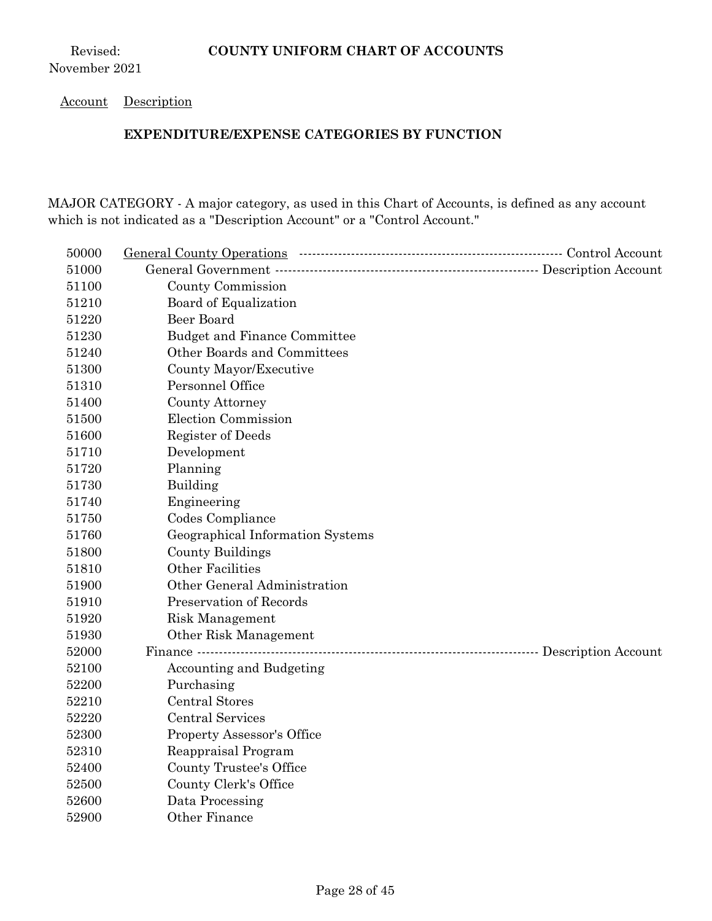Revised: November 2021

**COUNTY UNIFORM CHART OF ACCOUNTS**

Account Description

**EXPENDITURE/EXPENSE CATEGORIES BY FUNCTION**

MAJOR CATEGORY - A major category, as used in this Chart of Accounts, is defined as any account which is not indicated as a "Description Account" or a "Control Account."

| Account | Description | |
|---|---|---|
| 50000 | General County Operations | Control Account |
| 51000 | General Government | Description Account |
| 51100 | County Commission | |
| 51210 | Board of Equalization | |
| 51220 | Beer Board | |
| 51230 | Budget and Finance Committee | |
| 51240 | Other Boards and Committees | |
| 51300 | County Mayor/Executive | |
| 51310 | Personnel Office | |
| 51400 | County Attorney | |
| 51500 | Election Commission | |
| 51600 | Register of Deeds | |
| 51710 | Development | |
| 51720 | Planning | |
| 51730 | Building | |
| 51740 | Engineering | |
| 51750 | Codes Compliance | |
| 51760 | Geographical Information Systems | |
| 51800 | County Buildings | |
| 51810 | Other Facilities | |
| 51900 | Other General Administration | |
| 51910 | Preservation of Records | |
| 51920 | Risk Management | |
| 51930 | Other Risk Management | |
| 52000 | Finance | Description Account |
| 52100 | Accounting and Budgeting | |
| 52200 | Purchasing | |
| 52210 | Central Stores | |
| 52220 | Central Services | |
| 52300 | Property Assessor's Office | |
| 52310 | Reappraisal Program | |
| 52400 | County Trustee's Office | |
| 52500 | County Clerk's Office | |
| 52600 | Data Processing | |
| 52900 | Other Finance | |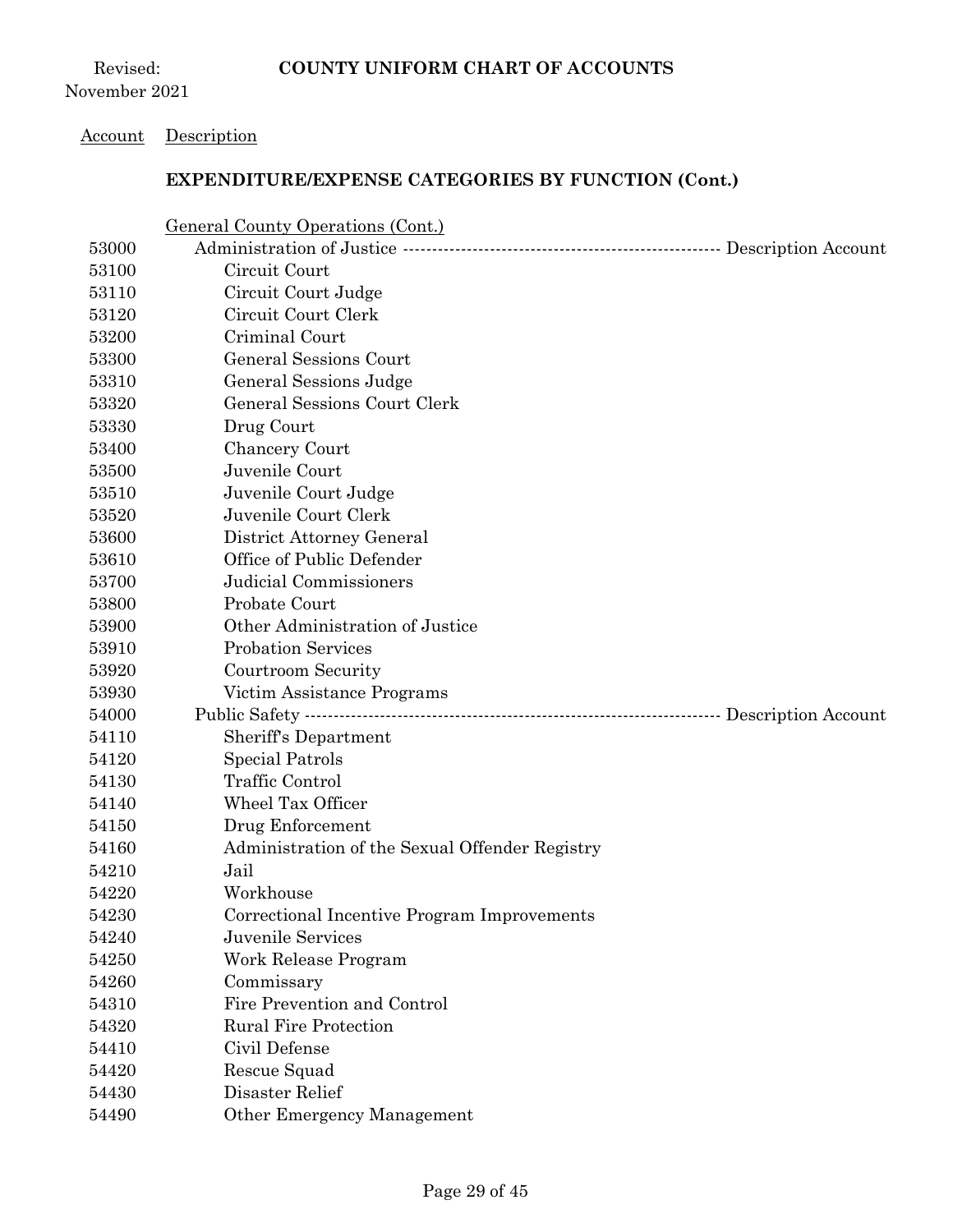Revised: November 2021

# COUNTY UNIFORM CHART OF ACCOUNTS

| Account | Description |
|---|---|
| | **EXPENDITURE/EXPENSE CATEGORIES BY FUNCTION (Cont.)** |
| | General County Operations (Cont.) |
| 53000 | Administration of Justice ---------------------------------------------------- Description Account |
| 53100 | Circuit Court |
| 53110 | Circuit Court Judge |
| 53120 | Circuit Court Clerk |
| 53200 | Criminal Court |
| 53300 | General Sessions Court |
| 53310 | General Sessions Judge |
| 53320 | General Sessions Court Clerk |
| 53330 | Drug Court |
| 53400 | Chancery Court |
| 53500 | Juvenile Court |
| 53510 | Juvenile Court Judge |
| 53520 | Juvenile Court Clerk |
| 53600 | District Attorney General |
| 53610 | Office of Public Defender |
| 53700 | Judicial Commissioners |
| 53800 | Probate Court |
| 53900 | Other Administration of Justice |
| 53910 | Probation Services |
| 53920 | Courtroom Security |
| 53930 | Victim Assistance Programs |
| 54000 | Public Safety ------------------------------------------------------------------- Description Account |
| 54110 | Sheriff's Department |
| 54120 | Special Patrols |
| 54130 | Traffic Control |
| 54140 | Wheel Tax Officer |
| 54150 | Drug Enforcement |
| 54160 | Administration of the Sexual Offender Registry |
| 54210 | Jail |
| 54220 | Workhouse |
| 54230 | Correctional Incentive Program Improvements |
| 54240 | Juvenile Services |
| 54250 | Work Release Program |
| 54260 | Commissary |
| 54310 | Fire Prevention and Control |
| 54320 | Rural Fire Protection |
| 54410 | Civil Defense |
| 54420 | Rescue Squad |
| 54430 | Disaster Relief |
| 54490 | Other Emergency Management |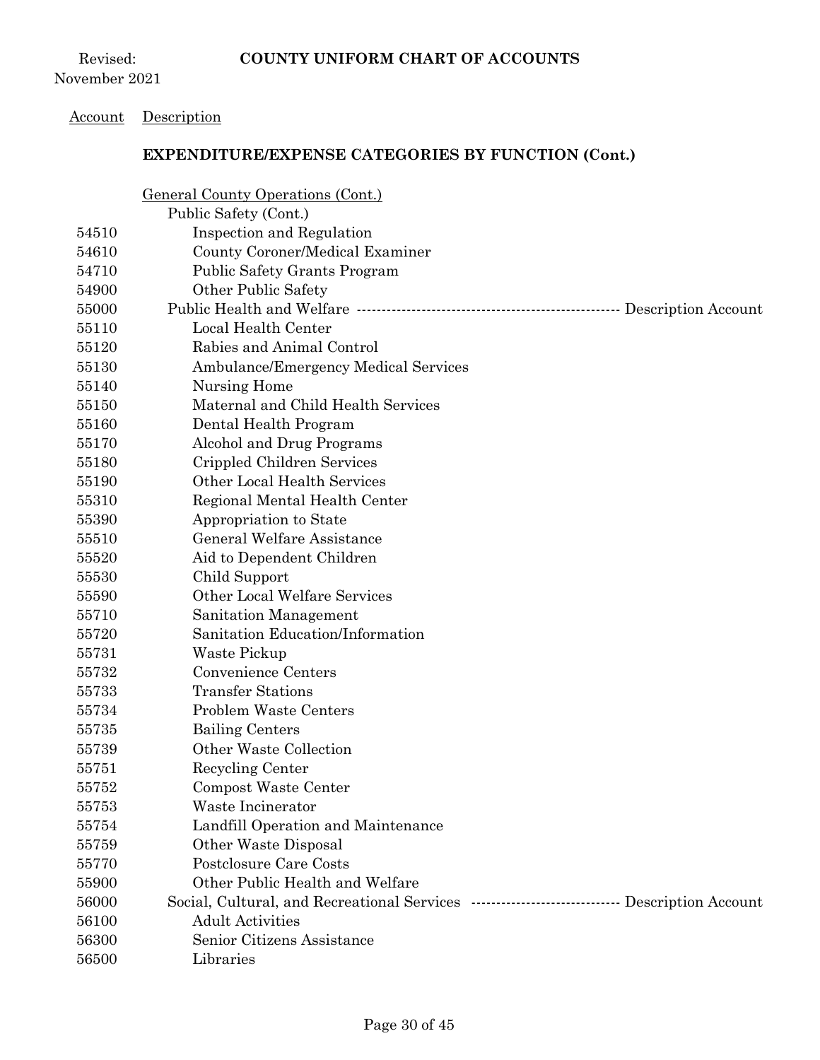**COUNTY UNIFORM CHART OF ACCOUNTS**

Revised: November 2021

| Account | Description |
|---|---|
| | **EXPENDITURE/EXPENSE CATEGORIES BY FUNCTION (Cont.)** |
| | General County Operations (Cont.) |
| | Public Safety (Cont.) |
| 54510 | Inspection and Regulation |
| 54610 | County Coroner/Medical Examiner |
| 54710 | Public Safety Grants Program |
| 54900 | Other Public Safety |
| 55000 | Public Health and Welfare ---------------------------------------------------- Description Account |
| 55110 | Local Health Center |
| 55120 | Rabies and Animal Control |
| 55130 | Ambulance/Emergency Medical Services |
| 55140 | Nursing Home |
| 55150 | Maternal and Child Health Services |
| 55160 | Dental Health Program |
| 55170 | Alcohol and Drug Programs |
| 55180 | Crippled Children Services |
| 55190 | Other Local Health Services |
| 55310 | Regional Mental Health Center |
| 55390 | Appropriation to State |
| 55510 | General Welfare Assistance |
| 55520 | Aid to Dependent Children |
| 55530 | Child Support |
| 55590 | Other Local Welfare Services |
| 55710 | Sanitation Management |
| 55720 | Sanitation Education/Information |
| 55731 | Waste Pickup |
| 55732 | Convenience Centers |
| 55733 | Transfer Stations |
| 55734 | Problem Waste Centers |
| 55735 | Bailing Centers |
| 55739 | Other Waste Collection |
| 55751 | Recycling Center |
| 55752 | Compost Waste Center |
| 55753 | Waste Incinerator |
| 55754 | Landfill Operation and Maintenance |
| 55759 | Other Waste Disposal |
| 55770 | Postclosure Care Costs |
| 55900 | Other Public Health and Welfare |
| 56000 | Social, Cultural, and Recreational Services ----------------------------- Description Account |
| 56100 | Adult Activities |
| 56300 | Senior Citizens Assistance |
| 56500 | Libraries |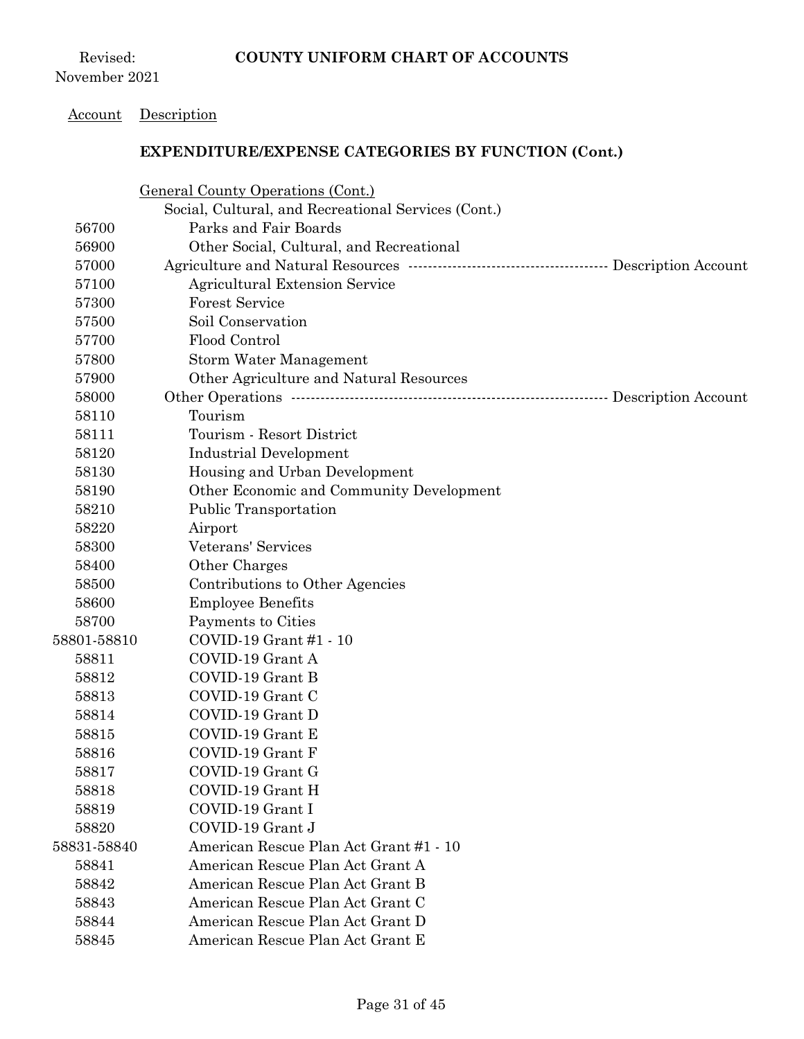**COUNTY UNIFORM CHART OF ACCOUNTS**

Revised: November 2021

| Account | Description |
|---|---|
| | **EXPENDITURE/EXPENSE CATEGORIES BY FUNCTION (Cont.)** |
| | General County Operations (Cont.) |
| | Social, Cultural, and Recreational Services (Cont.) |
| 56700 | Parks and Fair Boards |
| 56900 | Other Social, Cultural, and Recreational |
| 57000 | Agriculture and Natural Resources --------------------------------------- Description Account |
| 57100 | Agricultural Extension Service |
| 57300 | Forest Service |
| 57500 | Soil Conservation |
| 57700 | Flood Control |
| 57800 | Storm Water Management |
| 57900 | Other Agriculture and Natural Resources |
| 58000 | Other Operations --------------------------------------------------------------- Description Account |
| 58110 | Tourism |
| 58111 | Tourism - Resort District |
| 58120 | Industrial Development |
| 58130 | Housing and Urban Development |
| 58190 | Other Economic and Community Development |
| 58210 | Public Transportation |
| 58220 | Airport |
| 58300 | Veterans' Services |
| 58400 | Other Charges |
| 58500 | Contributions to Other Agencies |
| 58600 | Employee Benefits |
| 58700 | Payments to Cities |
| 58801-58810 | COVID-19 Grant #1 - 10 |
| 58811 | COVID-19 Grant A |
| 58812 | COVID-19 Grant B |
| 58813 | COVID-19 Grant C |
| 58814 | COVID-19 Grant D |
| 58815 | COVID-19 Grant E |
| 58816 | COVID-19 Grant F |
| 58817 | COVID-19 Grant G |
| 58818 | COVID-19 Grant H |
| 58819 | COVID-19 Grant I |
| 58820 | COVID-19 Grant J |
| 58831-58840 | American Rescue Plan Act Grant #1 - 10 |
| 58841 | American Rescue Plan Act Grant A |
| 58842 | American Rescue Plan Act Grant B |
| 58843 | American Rescue Plan Act Grant C |
| 58844 | American Rescue Plan Act Grant D |
| 58845 | American Rescue Plan Act Grant E |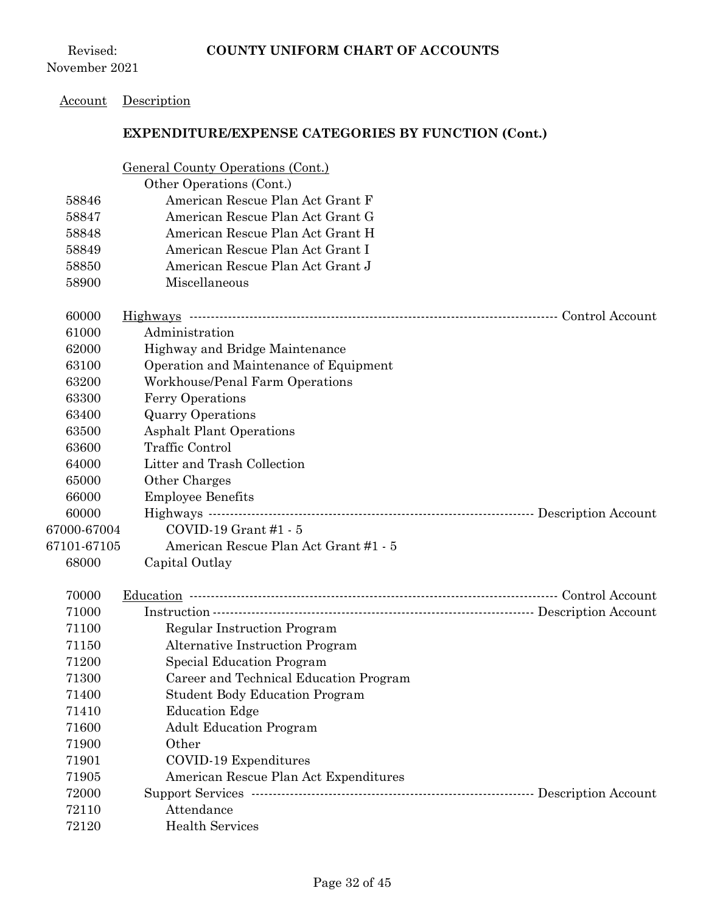Revised: November 2021

**COUNTY UNIFORM CHART OF ACCOUNTS**

| Account | Description |
|---|---|
| | **EXPENDITURE/EXPENSE CATEGORIES BY FUNCTION (Cont.)** |
| | General County Operations (Cont.) |
| | Other Operations (Cont.) |
| 58846 | American Rescue Plan Act Grant F |
| 58847 | American Rescue Plan Act Grant G |
| 58848 | American Rescue Plan Act Grant H |
| 58849 | American Rescue Plan Act Grant I |
| 58850 | American Rescue Plan Act Grant J |
| 58900 | Miscellaneous |
| | |
| 60000 | Highways ---------- Control Account |
| 61000 | Administration |
| 62000 | Highway and Bridge Maintenance |
| 63100 | Operation and Maintenance of Equipment |
| 63200 | Workhouse/Penal Farm Operations |
| 63300 | Ferry Operations |
| 63400 | Quarry Operations |
| 63500 | Asphalt Plant Operations |
| 63600 | Traffic Control |
| 64000 | Litter and Trash Collection |
| 65000 | Other Charges |
| 66000 | Employee Benefits |
| 60000 | Highways ---------- Description Account |
| 67000-67004 | COVID-19 Grant #1 - 5 |
| 67101-67105 | American Rescue Plan Act Grant #1 - 5 |
| 68000 | Capital Outlay |
| | |
| 70000 | Education ---------- Control Account |
| 71000 | Instruction ---------- Description Account |
| 71100 | Regular Instruction Program |
| 71150 | Alternative Instruction Program |
| 71200 | Special Education Program |
| 71300 | Career and Technical Education Program |
| 71400 | Student Body Education Program |
| 71410 | Education Edge |
| 71600 | Adult Education Program |
| 71900 | Other |
| 71901 | COVID-19 Expenditures |
| 71905 | American Rescue Plan Act Expenditures |
| 72000 | Support Services ---------- Description Account |
| 72110 | Attendance |
| 72120 | Health Services |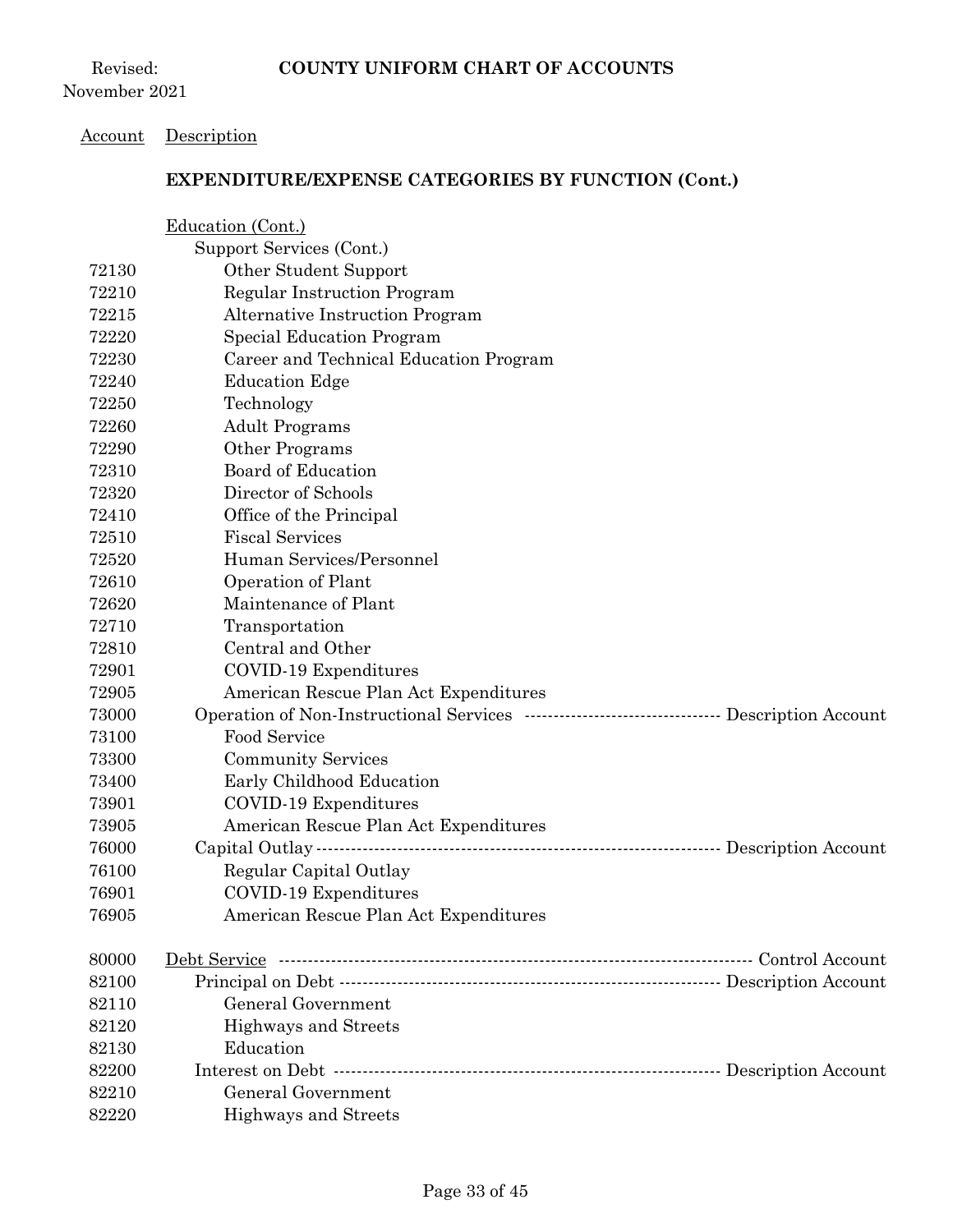Revised: November 2021

**COUNTY UNIFORM CHART OF ACCOUNTS**

| Account | Description | |
|---|---|---|
| | **EXPENDITURE/EXPENSE CATEGORIES BY FUNCTION (Cont.)** | |
| | Education (Cont.) | |
| | Support Services (Cont.) | |
| 72130 | Other Student Support | |
| 72210 | Regular Instruction Program | |
| 72215 | Alternative Instruction Program | |
| 72220 | Special Education Program | |
| 72230 | Career and Technical Education Program | |
| 72240 | Education Edge | |
| 72250 | Technology | |
| 72260 | Adult Programs | |
| 72290 | Other Programs | |
| 72310 | Board of Education | |
| 72320 | Director of Schools | |
| 72410 | Office of the Principal | |
| 72510 | Fiscal Services | |
| 72520 | Human Services/Personnel | |
| 72610 | Operation of Plant | |
| 72620 | Maintenance of Plant | |
| 72710 | Transportation | |
| 72810 | Central and Other | |
| 72901 | COVID-19 Expenditures | |
| 72905 | American Rescue Plan Act Expenditures | |
| 73000 | Operation of Non-Instructional Services | Description Account |
| 73100 | Food Service | |
| 73300 | Community Services | |
| 73400 | Early Childhood Education | |
| 73901 | COVID-19 Expenditures | |
| 73905 | American Rescue Plan Act Expenditures | |
| 76000 | Capital Outlay | Description Account |
| 76100 | Regular Capital Outlay | |
| 76901 | COVID-19 Expenditures | |
| 76905 | American Rescue Plan Act Expenditures | |
| 80000 | Debt Service | Control Account |
| 82100 | Principal on Debt | Description Account |
| 82110 | General Government | |
| 82120 | Highways and Streets | |
| 82130 | Education | |
| 82200 | Interest on Debt | Description Account |
| 82210 | General Government | |
| 82220 | Highways and Streets | |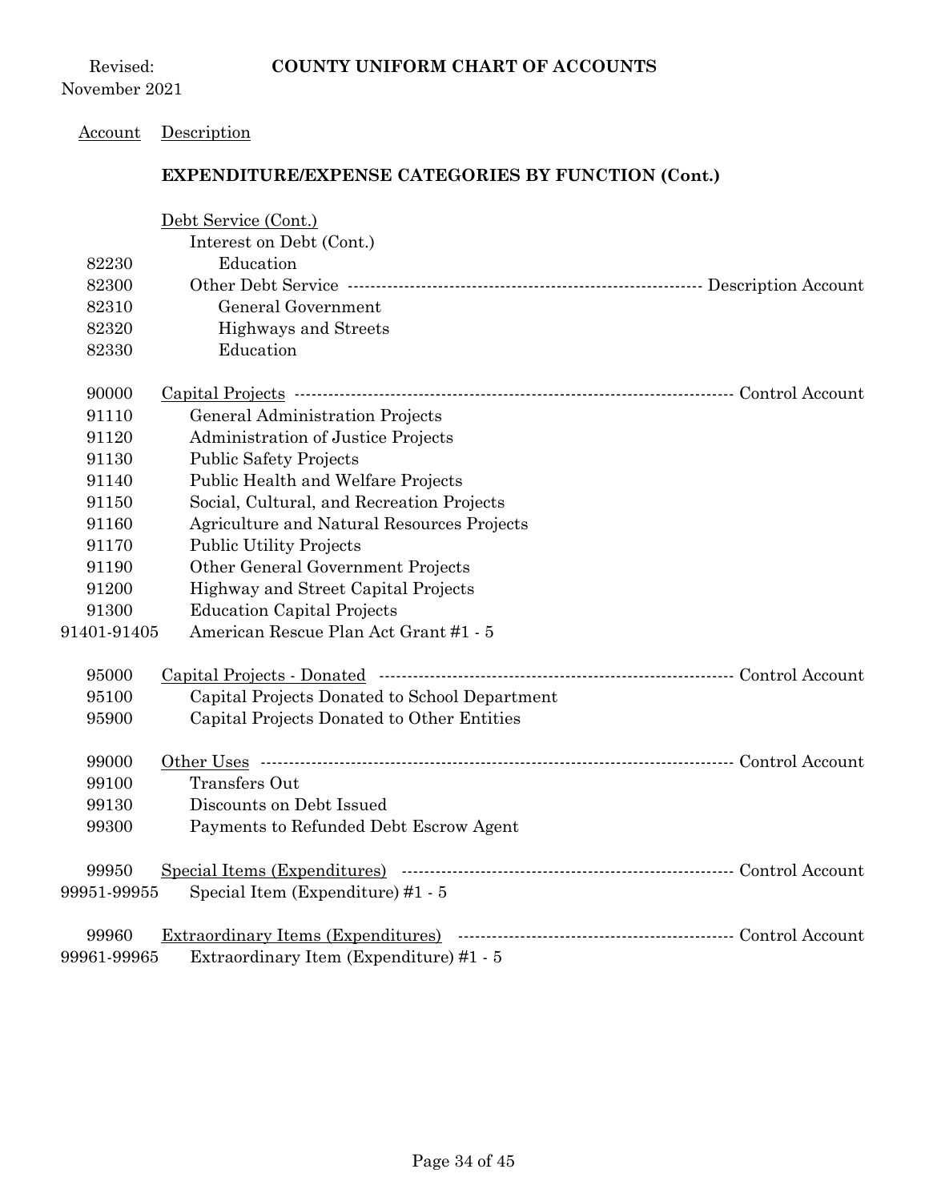**COUNTY UNIFORM CHART OF ACCOUNTS**

Revised: November 2021

| Account | Description | |
|---|---|---|
| | **EXPENDITURE/EXPENSE CATEGORIES BY FUNCTION (Cont.)** | |
| | Debt Service (Cont.) | |
| | Interest on Debt (Cont.) | |
| 82230 | Education | |
| 82300 | Other Debt Service | Description Account |
| 82310 | General Government | |
| 82320 | Highways and Streets | |
| 82330 | Education | |
| 90000 | Capital Projects | Control Account |
| 91110 | General Administration Projects | |
| 91120 | Administration of Justice Projects | |
| 91130 | Public Safety Projects | |
| 91140 | Public Health and Welfare Projects | |
| 91150 | Social, Cultural, and Recreation Projects | |
| 91160 | Agriculture and Natural Resources Projects | |
| 91170 | Public Utility Projects | |
| 91190 | Other General Government Projects | |
| 91200 | Highway and Street Capital Projects | |
| 91300 | Education Capital Projects | |
| 91401-91405 | American Rescue Plan Act Grant #1 - 5 | |
| 95000 | Capital Projects - Donated | Control Account |
| 95100 | Capital Projects Donated to School Department | |
| 95900 | Capital Projects Donated to Other Entities | |
| 99000 | Other Uses | Control Account |
| 99100 | Transfers Out | |
| 99130 | Discounts on Debt Issued | |
| 99300 | Payments to Refunded Debt Escrow Agent | |
| 99950 | Special Items (Expenditures) | Control Account |
| 99951-99955 | Special Item (Expenditure) #1 - 5 | |
| 99960 | Extraordinary Items (Expenditures) | Control Account |
| 99961-99965 | Extraordinary Item (Expenditure) #1 - 5 | |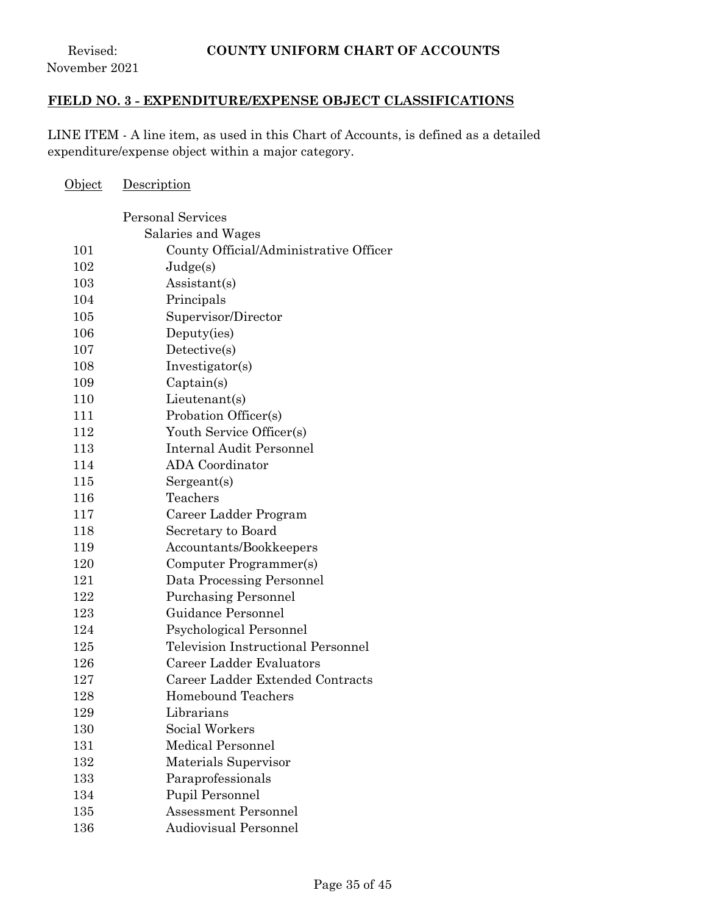Revised: November 2021

**COUNTY UNIFORM CHART OF ACCOUNTS**

## FIELD NO. 3 - EXPENDITURE/EXPENSE OBJECT CLASSIFICATIONS

LINE ITEM - A line item, as used in this Chart of Accounts, is defined as a detailed expenditure/expense object within a major category.

| Object | Description |
|---|---|
| | Personal Services |
| | Salaries and Wages |
| 101 | County Official/Administrative Officer |
| 102 | Judge(s) |
| 103 | Assistant(s) |
| 104 | Principals |
| 105 | Supervisor/Director |
| 106 | Deputy(ies) |
| 107 | Detective(s) |
| 108 | Investigator(s) |
| 109 | Captain(s) |
| 110 | Lieutenant(s) |
| 111 | Probation Officer(s) |
| 112 | Youth Service Officer(s) |
| 113 | Internal Audit Personnel |
| 114 | ADA Coordinator |
| 115 | Sergeant(s) |
| 116 | Teachers |
| 117 | Career Ladder Program |
| 118 | Secretary to Board |
| 119 | Accountants/Bookkeepers |
| 120 | Computer Programmer(s) |
| 121 | Data Processing Personnel |
| 122 | Purchasing Personnel |
| 123 | Guidance Personnel |
| 124 | Psychological Personnel |
| 125 | Television Instructional Personnel |
| 126 | Career Ladder Evaluators |
| 127 | Career Ladder Extended Contracts |
| 128 | Homebound Teachers |
| 129 | Librarians |
| 130 | Social Workers |
| 131 | Medical Personnel |
| 132 | Materials Supervisor |
| 133 | Paraprofessionals |
| 134 | Pupil Personnel |
| 135 | Assessment Personnel |
| 136 | Audiovisual Personnel |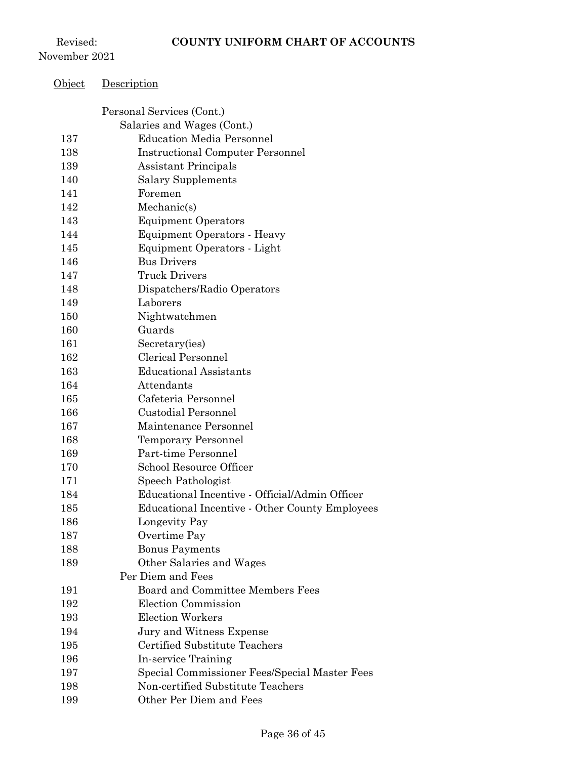Revised: November 2021

**COUNTY UNIFORM CHART OF ACCOUNTS**

| Object | Description |
|---|---|
| | Personal Services (Cont.) |
| | Salaries and Wages (Cont.) |
| 137 | Education Media Personnel |
| 138 | Instructional Computer Personnel |
| 139 | Assistant Principals |
| 140 | Salary Supplements |
| 141 | Foremen |
| 142 | Mechanic(s) |
| 143 | Equipment Operators |
| 144 | Equipment Operators - Heavy |
| 145 | Equipment Operators - Light |
| 146 | Bus Drivers |
| 147 | Truck Drivers |
| 148 | Dispatchers/Radio Operators |
| 149 | Laborers |
| 150 | Nightwatchmen |
| 160 | Guards |
| 161 | Secretary(ies) |
| 162 | Clerical Personnel |
| 163 | Educational Assistants |
| 164 | Attendants |
| 165 | Cafeteria Personnel |
| 166 | Custodial Personnel |
| 167 | Maintenance Personnel |
| 168 | Temporary Personnel |
| 169 | Part-time Personnel |
| 170 | School Resource Officer |
| 171 | Speech Pathologist |
| 184 | Educational Incentive - Official/Admin Officer |
| 185 | Educational Incentive - Other County Employees |
| 186 | Longevity Pay |
| 187 | Overtime Pay |
| 188 | Bonus Payments |
| 189 | Other Salaries and Wages |
| | Per Diem and Fees |
| 191 | Board and Committee Members Fees |
| 192 | Election Commission |
| 193 | Election Workers |
| 194 | Jury and Witness Expense |
| 195 | Certified Substitute Teachers |
| 196 | In-service Training |
| 197 | Special Commissioner Fees/Special Master Fees |
| 198 | Non-certified Substitute Teachers |
| 199 | Other Per Diem and Fees |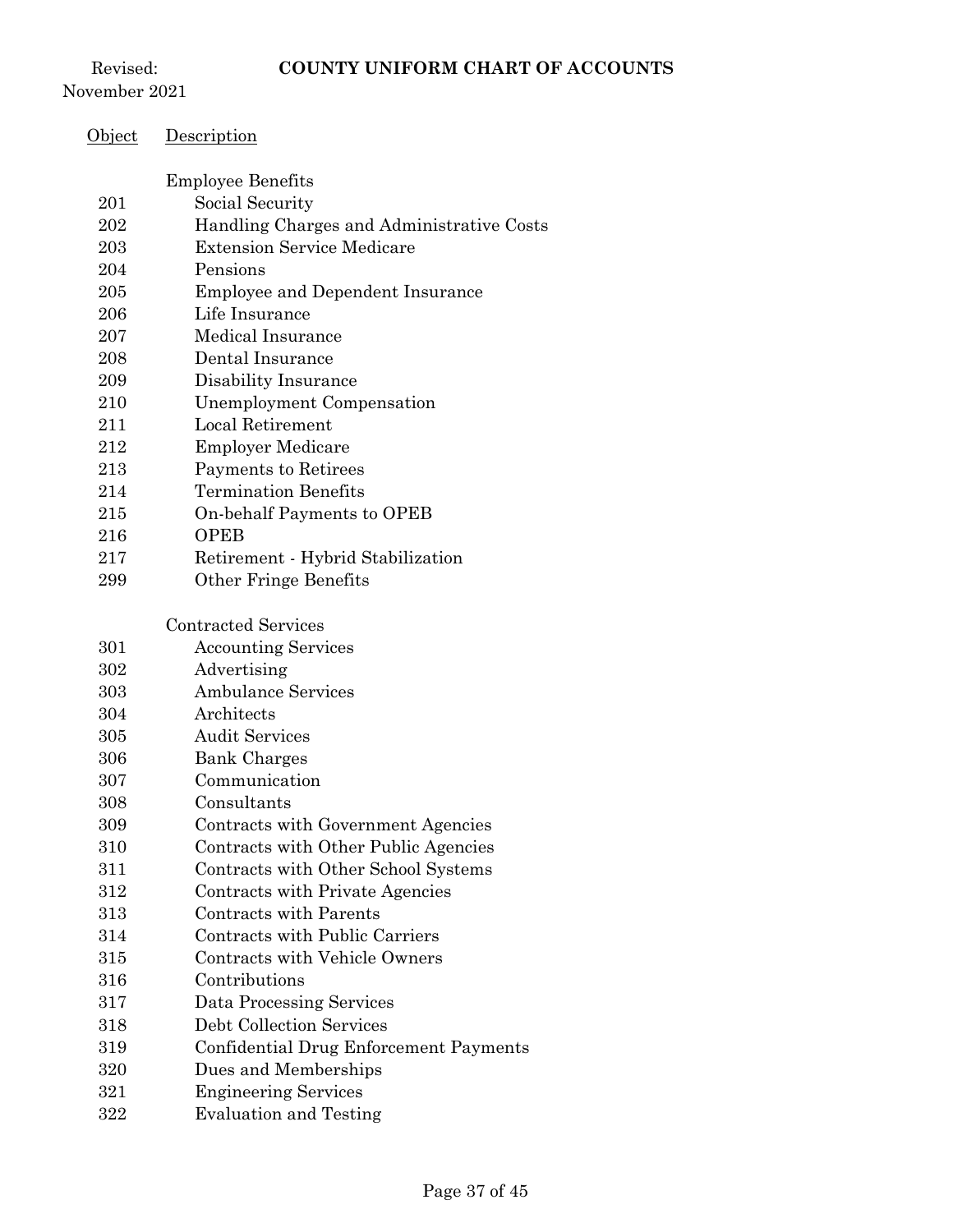| Object | Description |
|---|---|
| | Employee Benefits |
| 201 | Social Security |
| 202 | Handling Charges and Administrative Costs |
| 203 | Extension Service Medicare |
| 204 | Pensions |
| 205 | Employee and Dependent Insurance |
| 206 | Life Insurance |
| 207 | Medical Insurance |
| 208 | Dental Insurance |
| 209 | Disability Insurance |
| 210 | Unemployment Compensation |
| 211 | Local Retirement |
| 212 | Employer Medicare |
| 213 | Payments to Retirees |
| 214 | Termination Benefits |
| 215 | On-behalf Payments to OPEB |
| 216 | OPEB |
| 217 | Retirement - Hybrid Stabilization |
| 299 | Other Fringe Benefits |
| | Contracted Services |
| 301 | Accounting Services |
| 302 | Advertising |
| 303 | Ambulance Services |
| 304 | Architects |
| 305 | Audit Services |
| 306 | Bank Charges |
| 307 | Communication |
| 308 | Consultants |
| 309 | Contracts with Government Agencies |
| 310 | Contracts with Other Public Agencies |
| 311 | Contracts with Other School Systems |
| 312 | Contracts with Private Agencies |
| 313 | Contracts with Parents |
| 314 | Contracts with Public Carriers |
| 315 | Contracts with Vehicle Owners |
| 316 | Contributions |
| 317 | Data Processing Services |
| 318 | Debt Collection Services |
| 319 | Confidential Drug Enforcement Payments |
| 320 | Dues and Memberships |
| 321 | Engineering Services |
| 322 | Evaluation and Testing |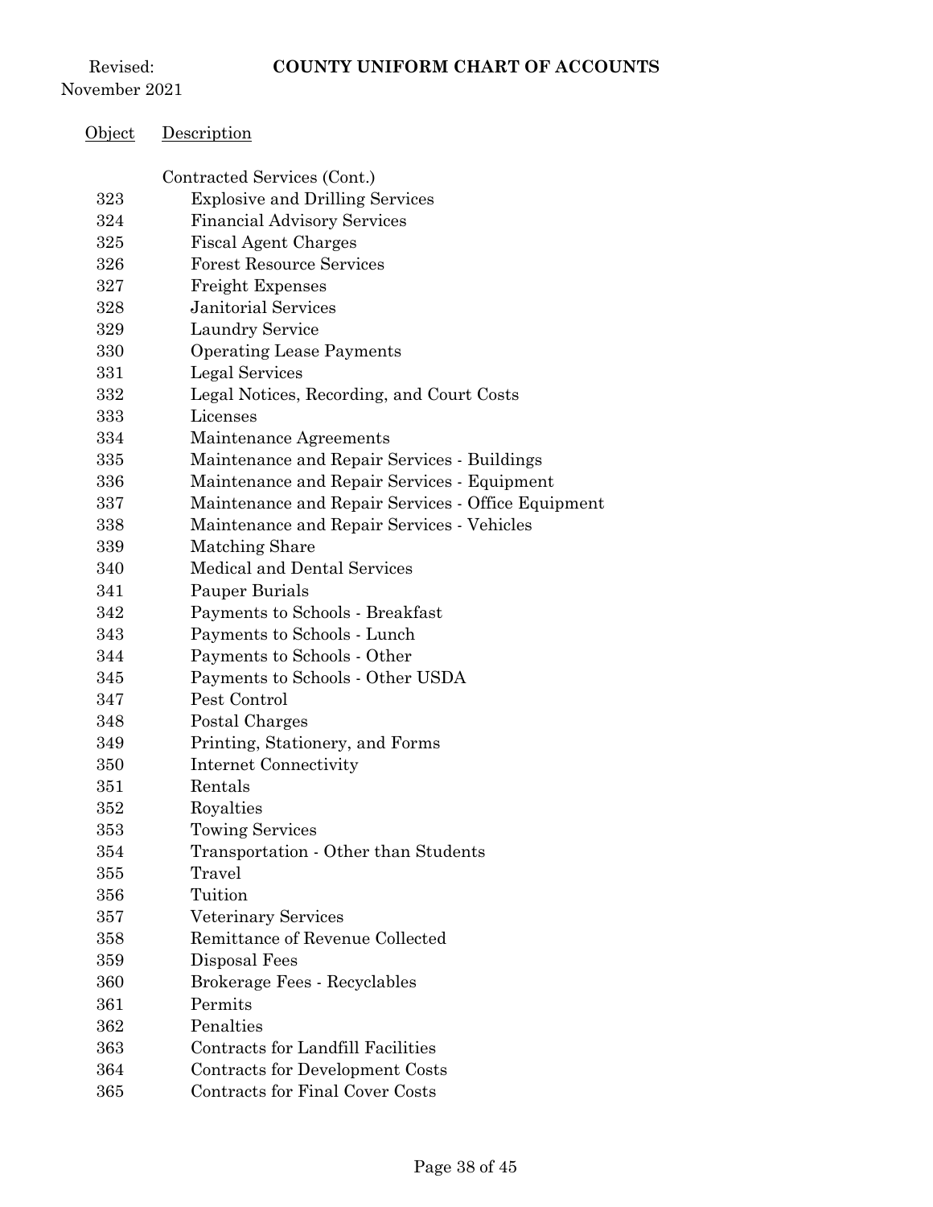| Object | Description |
|---|---|
| | Contracted Services (Cont.) |
| 323 | Explosive and Drilling Services |
| 324 | Financial Advisory Services |
| 325 | Fiscal Agent Charges |
| 326 | Forest Resource Services |
| 327 | Freight Expenses |
| 328 | Janitorial Services |
| 329 | Laundry Service |
| 330 | Operating Lease Payments |
| 331 | Legal Services |
| 332 | Legal Notices, Recording, and Court Costs |
| 333 | Licenses |
| 334 | Maintenance Agreements |
| 335 | Maintenance and Repair Services - Buildings |
| 336 | Maintenance and Repair Services - Equipment |
| 337 | Maintenance and Repair Services - Office Equipment |
| 338 | Maintenance and Repair Services - Vehicles |
| 339 | Matching Share |
| 340 | Medical and Dental Services |
| 341 | Pauper Burials |
| 342 | Payments to Schools - Breakfast |
| 343 | Payments to Schools - Lunch |
| 344 | Payments to Schools - Other |
| 345 | Payments to Schools - Other USDA |
| 347 | Pest Control |
| 348 | Postal Charges |
| 349 | Printing, Stationery, and Forms |
| 350 | Internet Connectivity |
| 351 | Rentals |
| 352 | Royalties |
| 353 | Towing Services |
| 354 | Transportation - Other than Students |
| 355 | Travel |
| 356 | Tuition |
| 357 | Veterinary Services |
| 358 | Remittance of Revenue Collected |
| 359 | Disposal Fees |
| 360 | Brokerage Fees - Recyclables |
| 361 | Permits |
| 362 | Penalties |
| 363 | Contracts for Landfill Facilities |
| 364 | Contracts for Development Costs |
| 365 | Contracts for Final Cover Costs |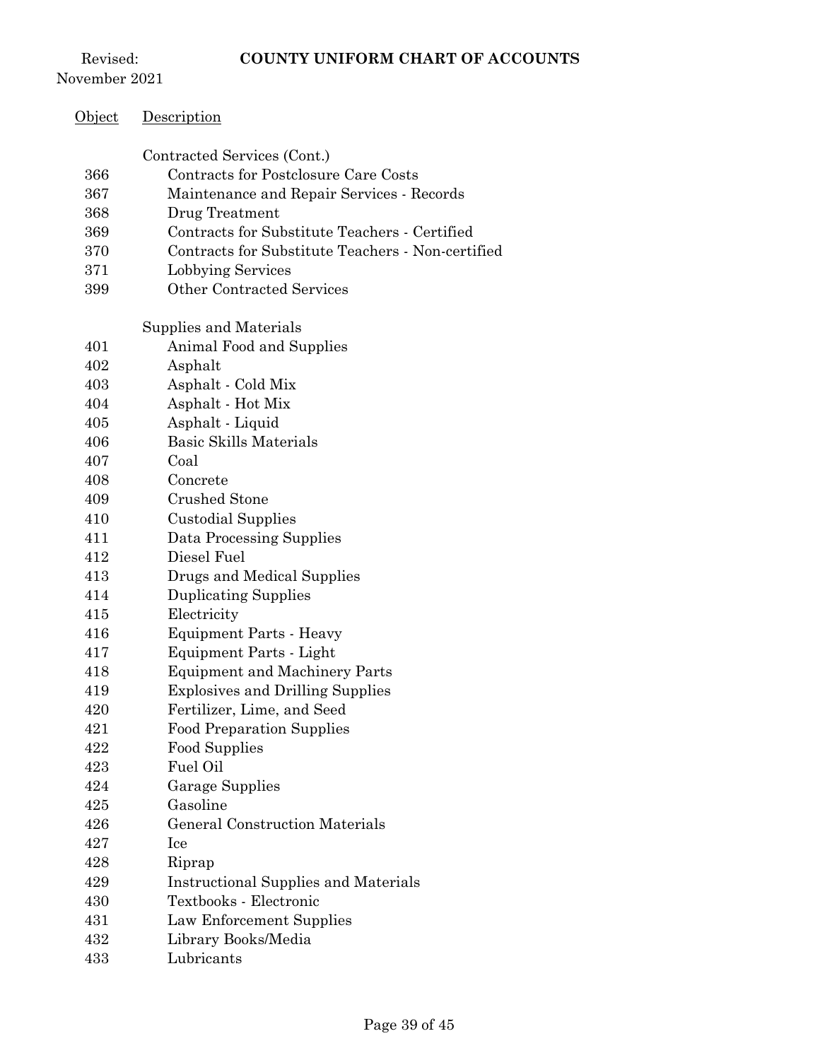Revised: November 2021

**COUNTY UNIFORM CHART OF ACCOUNTS**

| Object | Description |
|---|---|
| | Contracted Services (Cont.) |
| 366 | Contracts for Postclosure Care Costs |
| 367 | Maintenance and Repair Services - Records |
| 368 | Drug Treatment |
| 369 | Contracts for Substitute Teachers - Certified |
| 370 | Contracts for Substitute Teachers - Non-certified |
| 371 | Lobbying Services |
| 399 | Other Contracted Services |
| | Supplies and Materials |
| 401 | Animal Food and Supplies |
| 402 | Asphalt |
| 403 | Asphalt - Cold Mix |
| 404 | Asphalt - Hot Mix |
| 405 | Asphalt - Liquid |
| 406 | Basic Skills Materials |
| 407 | Coal |
| 408 | Concrete |
| 409 | Crushed Stone |
| 410 | Custodial Supplies |
| 411 | Data Processing Supplies |
| 412 | Diesel Fuel |
| 413 | Drugs and Medical Supplies |
| 414 | Duplicating Supplies |
| 415 | Electricity |
| 416 | Equipment Parts - Heavy |
| 417 | Equipment Parts - Light |
| 418 | Equipment and Machinery Parts |
| 419 | Explosives and Drilling Supplies |
| 420 | Fertilizer, Lime, and Seed |
| 421 | Food Preparation Supplies |
| 422 | Food Supplies |
| 423 | Fuel Oil |
| 424 | Garage Supplies |
| 425 | Gasoline |
| 426 | General Construction Materials |
| 427 | Ice |
| 428 | Riprap |
| 429 | Instructional Supplies and Materials |
| 430 | Textbooks - Electronic |
| 431 | Law Enforcement Supplies |
| 432 | Library Books/Media |
| 433 | Lubricants |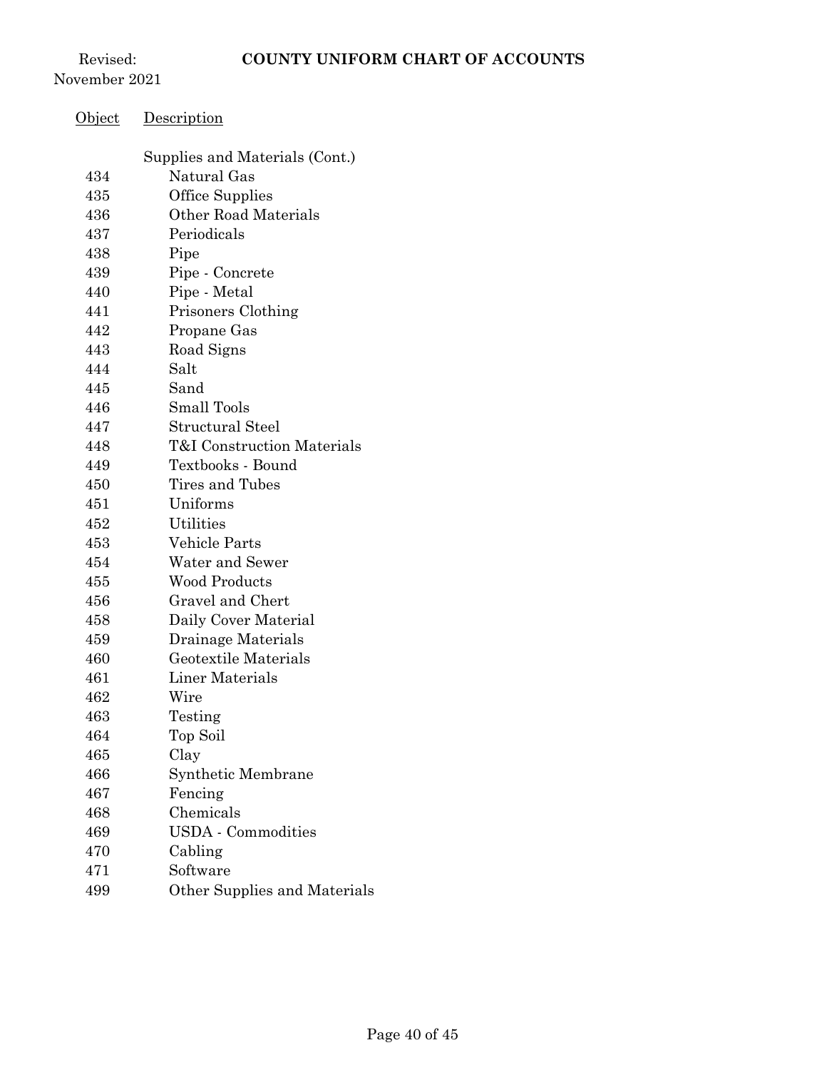Revised: November 2021

**COUNTY UNIFORM CHART OF ACCOUNTS**

| Object | Description |
|---|---|
| | Supplies and Materials (Cont.) |
| 434 | Natural Gas |
| 435 | Office Supplies |
| 436 | Other Road Materials |
| 437 | Periodicals |
| 438 | Pipe |
| 439 | Pipe - Concrete |
| 440 | Pipe - Metal |
| 441 | Prisoners Clothing |
| 442 | Propane Gas |
| 443 | Road Signs |
| 444 | Salt |
| 445 | Sand |
| 446 | Small Tools |
| 447 | Structural Steel |
| 448 | T&I Construction Materials |
| 449 | Textbooks - Bound |
| 450 | Tires and Tubes |
| 451 | Uniforms |
| 452 | Utilities |
| 453 | Vehicle Parts |
| 454 | Water and Sewer |
| 455 | Wood Products |
| 456 | Gravel and Chert |
| 458 | Daily Cover Material |
| 459 | Drainage Materials |
| 460 | Geotextile Materials |
| 461 | Liner Materials |
| 462 | Wire |
| 463 | Testing |
| 464 | Top Soil |
| 465 | Clay |
| 466 | Synthetic Membrane |
| 467 | Fencing |
| 468 | Chemicals |
| 469 | USDA - Commodities |
| 470 | Cabling |
| 471 | Software |
| 499 | Other Supplies and Materials |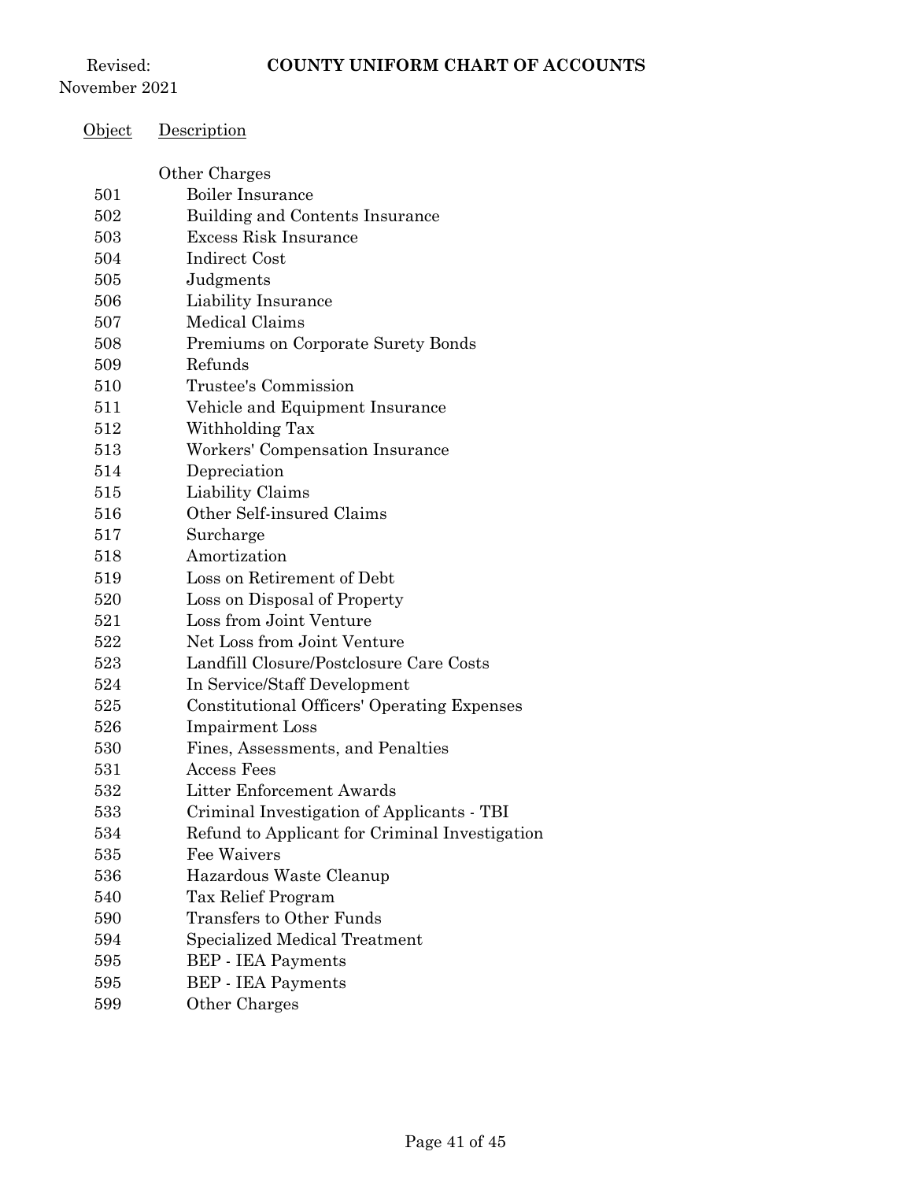Revised: November 2021

# COUNTY UNIFORM CHART OF ACCOUNTS

| Object | Description |
|---|---|
| | Other Charges |
| 501 | Boiler Insurance |
| 502 | Building and Contents Insurance |
| 503 | Excess Risk Insurance |
| 504 | Indirect Cost |
| 505 | Judgments |
| 506 | Liability Insurance |
| 507 | Medical Claims |
| 508 | Premiums on Corporate Surety Bonds |
| 509 | Refunds |
| 510 | Trustee's Commission |
| 511 | Vehicle and Equipment Insurance |
| 512 | Withholding Tax |
| 513 | Workers' Compensation Insurance |
| 514 | Depreciation |
| 515 | Liability Claims |
| 516 | Other Self-insured Claims |
| 517 | Surcharge |
| 518 | Amortization |
| 519 | Loss on Retirement of Debt |
| 520 | Loss on Disposal of Property |
| 521 | Loss from Joint Venture |
| 522 | Net Loss from Joint Venture |
| 523 | Landfill Closure/Postclosure Care Costs |
| 524 | In Service/Staff Development |
| 525 | Constitutional Officers' Operating Expenses |
| 526 | Impairment Loss |
| 530 | Fines, Assessments, and Penalties |
| 531 | Access Fees |
| 532 | Litter Enforcement Awards |
| 533 | Criminal Investigation of Applicants - TBI |
| 534 | Refund to Applicant for Criminal Investigation |
| 535 | Fee Waivers |
| 536 | Hazardous Waste Cleanup |
| 540 | Tax Relief Program |
| 590 | Transfers to Other Funds |
| 594 | Specialized Medical Treatment |
| 595 | BEP - IEA Payments |
| 595 | BEP - IEA Payments |
| 599 | Other Charges |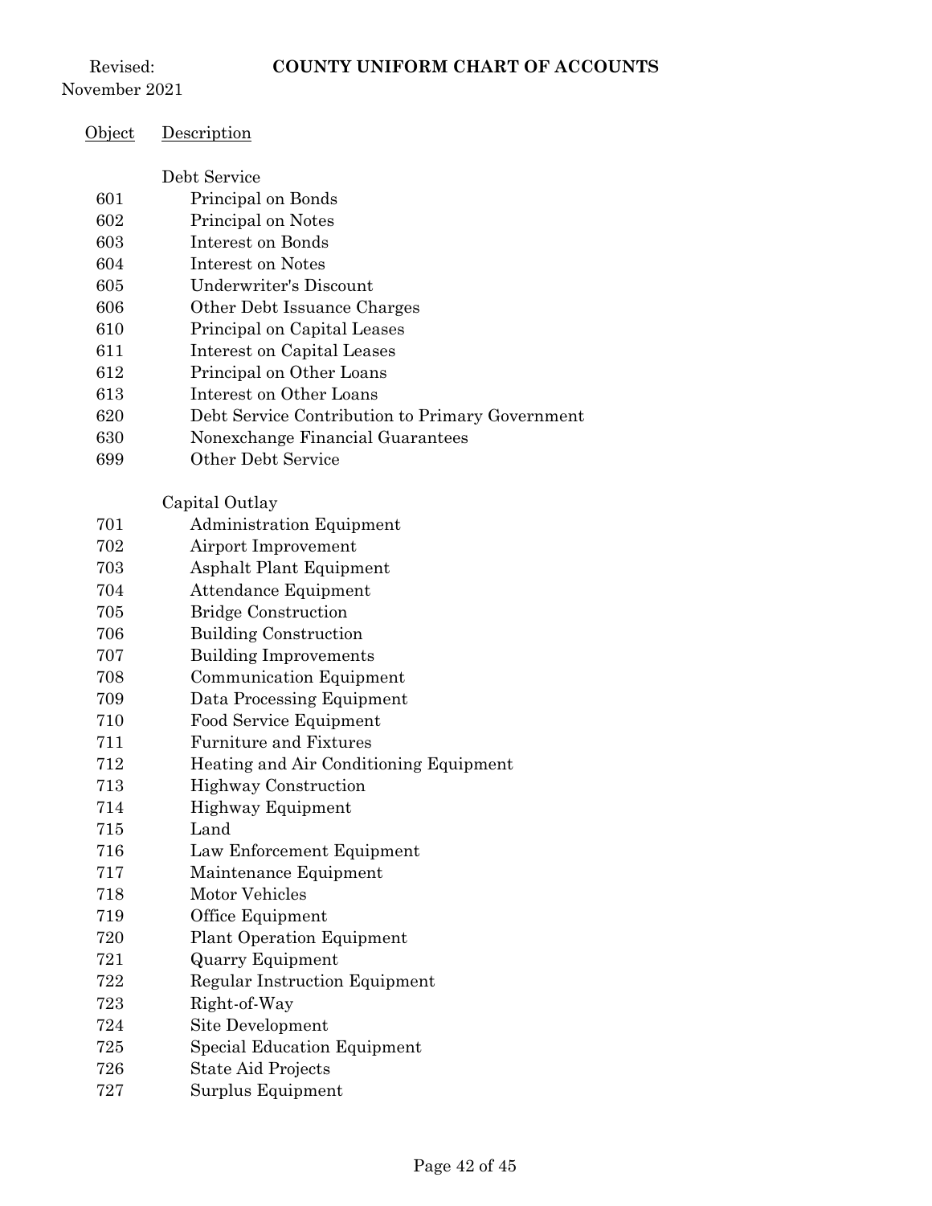| Object | Description |
|---|---|
| | Debt Service |
| 601 | Principal on Bonds |
| 602 | Principal on Notes |
| 603 | Interest on Bonds |
| 604 | Interest on Notes |
| 605 | Underwriter's Discount |
| 606 | Other Debt Issuance Charges |
| 610 | Principal on Capital Leases |
| 611 | Interest on Capital Leases |
| 612 | Principal on Other Loans |
| 613 | Interest on Other Loans |
| 620 | Debt Service Contribution to Primary Government |
| 630 | Nonexchange Financial Guarantees |
| 699 | Other Debt Service |
| | Capital Outlay |
| 701 | Administration Equipment |
| 702 | Airport Improvement |
| 703 | Asphalt Plant Equipment |
| 704 | Attendance Equipment |
| 705 | Bridge Construction |
| 706 | Building Construction |
| 707 | Building Improvements |
| 708 | Communication Equipment |
| 709 | Data Processing Equipment |
| 710 | Food Service Equipment |
| 711 | Furniture and Fixtures |
| 712 | Heating and Air Conditioning Equipment |
| 713 | Highway Construction |
| 714 | Highway Equipment |
| 715 | Land |
| 716 | Law Enforcement Equipment |
| 717 | Maintenance Equipment |
| 718 | Motor Vehicles |
| 719 | Office Equipment |
| 720 | Plant Operation Equipment |
| 721 | Quarry Equipment |
| 722 | Regular Instruction Equipment |
| 723 | Right-of-Way |
| 724 | Site Development |
| 725 | Special Education Equipment |
| 726 | State Aid Projects |
| 727 | Surplus Equipment |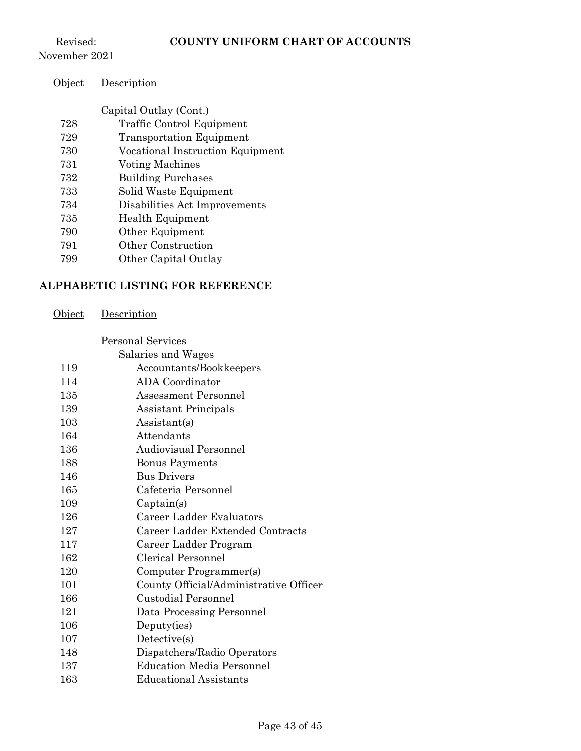| Object | Description |
|---|---|
| | Capital Outlay (Cont.) |
| 728 | Traffic Control Equipment |
| 729 | Transportation Equipment |
| 730 | Vocational Instruction Equipment |
| 731 | Voting Machines |
| 732 | Building Purchases |
| 733 | Solid Waste Equipment |
| 734 | Disabilities Act Improvements |
| 735 | Health Equipment |
| 790 | Other Equipment |
| 791 | Other Construction |
| 799 | Other Capital Outlay |

## ALPHABETIC LISTING FOR REFERENCE

| Object | Description |
|---|---|
| | Personal Services |
| | Salaries and Wages |
| 119 | Accountants/Bookkeepers |
| 114 | ADA Coordinator |
| 135 | Assessment Personnel |
| 139 | Assistant Principals |
| 103 | Assistant(s) |
| 164 | Attendants |
| 136 | Audiovisual Personnel |
| 188 | Bonus Payments |
| 146 | Bus Drivers |
| 165 | Cafeteria Personnel |
| 109 | Captain(s) |
| 126 | Career Ladder Evaluators |
| 127 | Career Ladder Extended Contracts |
| 117 | Career Ladder Program |
| 162 | Clerical Personnel |
| 120 | Computer Programmer(s) |
| 101 | County Official/Administrative Officer |
| 166 | Custodial Personnel |
| 121 | Data Processing Personnel |
| 106 | Deputy(ies) |
| 107 | Detective(s) |
| 148 | Dispatchers/Radio Operators |
| 137 | Education Media Personnel |
| 163 | Educational Assistants |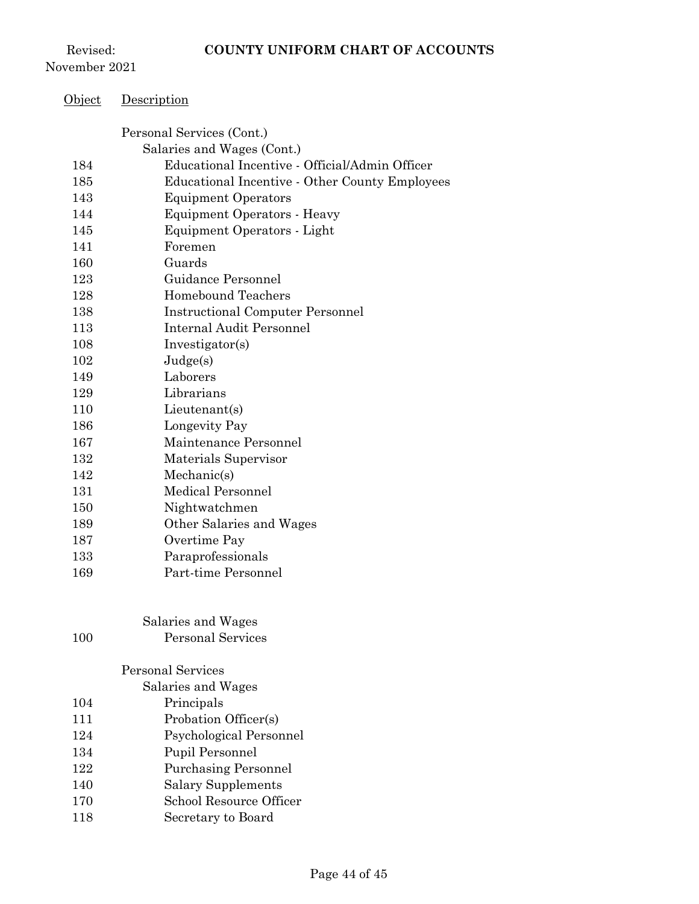Revised: November 2021

**COUNTY UNIFORM CHART OF ACCOUNTS**

| Object | Description |
|---|---|
| | Personal Services (Cont.) |
| | Salaries and Wages (Cont.) |
| 184 | Educational Incentive - Official/Admin Officer |
| 185 | Educational Incentive - Other County Employees |
| 143 | Equipment Operators |
| 144 | Equipment Operators - Heavy |
| 145 | Equipment Operators - Light |
| 141 | Foremen |
| 160 | Guards |
| 123 | Guidance Personnel |
| 128 | Homebound Teachers |
| 138 | Instructional Computer Personnel |
| 113 | Internal Audit Personnel |
| 108 | Investigator(s) |
| 102 | Judge(s) |
| 149 | Laborers |
| 129 | Librarians |
| 110 | Lieutenant(s) |
| 186 | Longevity Pay |
| 167 | Maintenance Personnel |
| 132 | Materials Supervisor |
| 142 | Mechanic(s) |
| 131 | Medical Personnel |
| 150 | Nightwatchmen |
| 189 | Other Salaries and Wages |
| 187 | Overtime Pay |
| 133 | Paraprofessionals |
| 169 | Part-time Personnel |
| | |
| | Salaries and Wages |
| 100 | Personal Services |
| | |
| | Personal Services |
| | Salaries and Wages |
| 104 | Principals |
| 111 | Probation Officer(s) |
| 124 | Psychological Personnel |
| 134 | Pupil Personnel |
| 122 | Purchasing Personnel |
| 140 | Salary Supplements |
| 170 | School Resource Officer |
| 118 | Secretary to Board |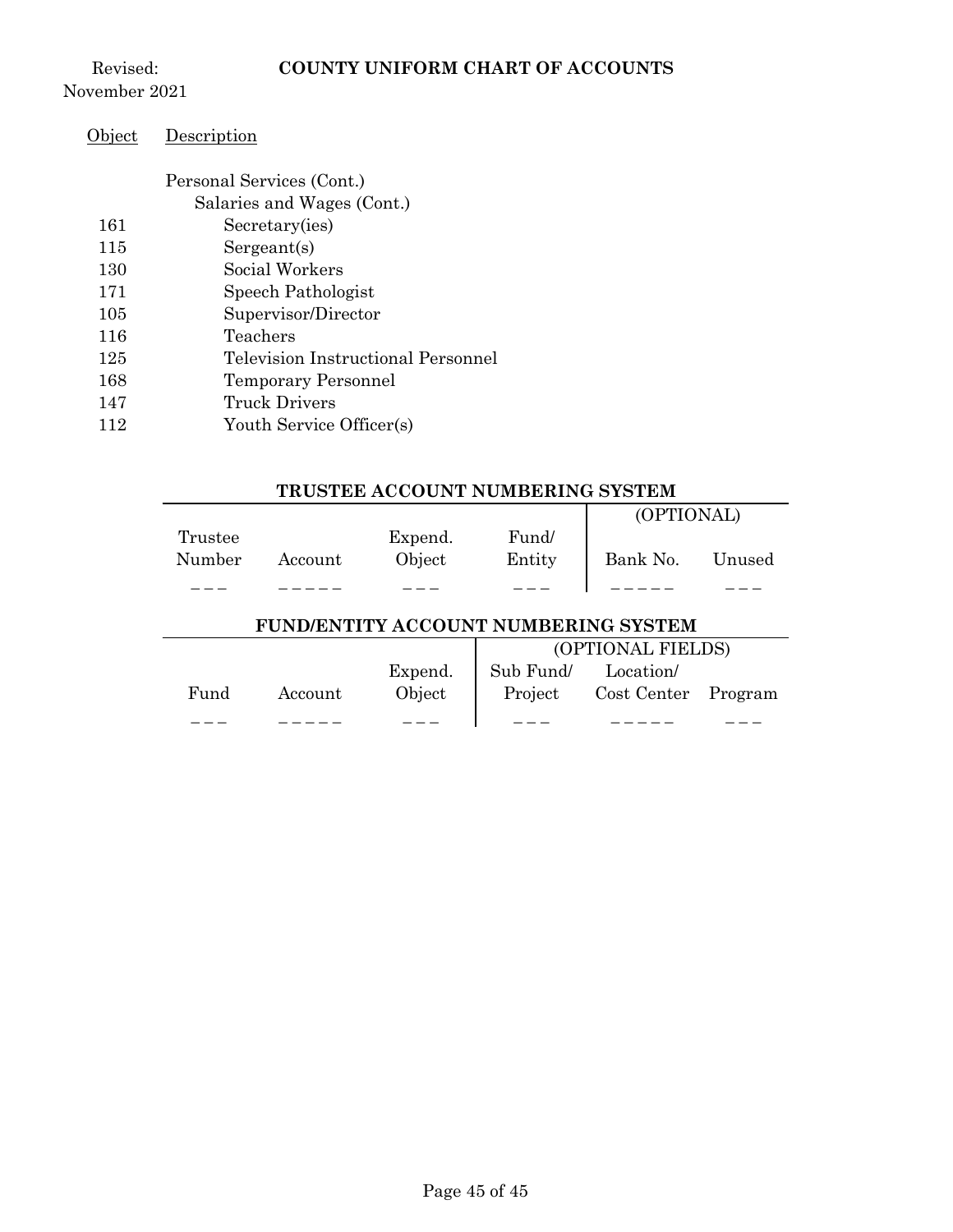| Object | Description |
|---|---|
| | Personal Services (Cont.) |
| | Salaries and Wages (Cont.) |
| 161 | Secretary(ies) |
| 115 | Sergeant(s) |
| 130 | Social Workers |
| 171 | Speech Pathologist |
| 105 | Supervisor/Director |
| 116 | Teachers |
| 125 | Television Instructional Personnel |
| 168 | Temporary Personnel |
| 147 | Truck Drivers |
| 112 | Youth Service Officer(s) |

**TRUSTEE ACCOUNT NUMBERING SYSTEM**

| | | | | (OPTIONAL) | |
|---|---|---|---|---|---|
| Trustee Number | Account | Expend. Object | Fund/ Entity | Bank No. | Unused |
| _ _ _ | _ _ _ _ _ | _ _ _ | _ _ _ | _ _ _ _ _ | _ _ _ |

**FUND/ENTITY ACCOUNT NUMBERING SYSTEM**

| | | | (OPTIONAL FIELDS) | | |
|---|---|---|---|---|---|
| Fund | Account | Expend. Object | Sub Fund/ Project | Location/ Cost Center | Program |
| _ _ _ | _ _ _ _ _ | _ _ _ | _ _ _ | _ _ _ _ _ | _ _ _ |